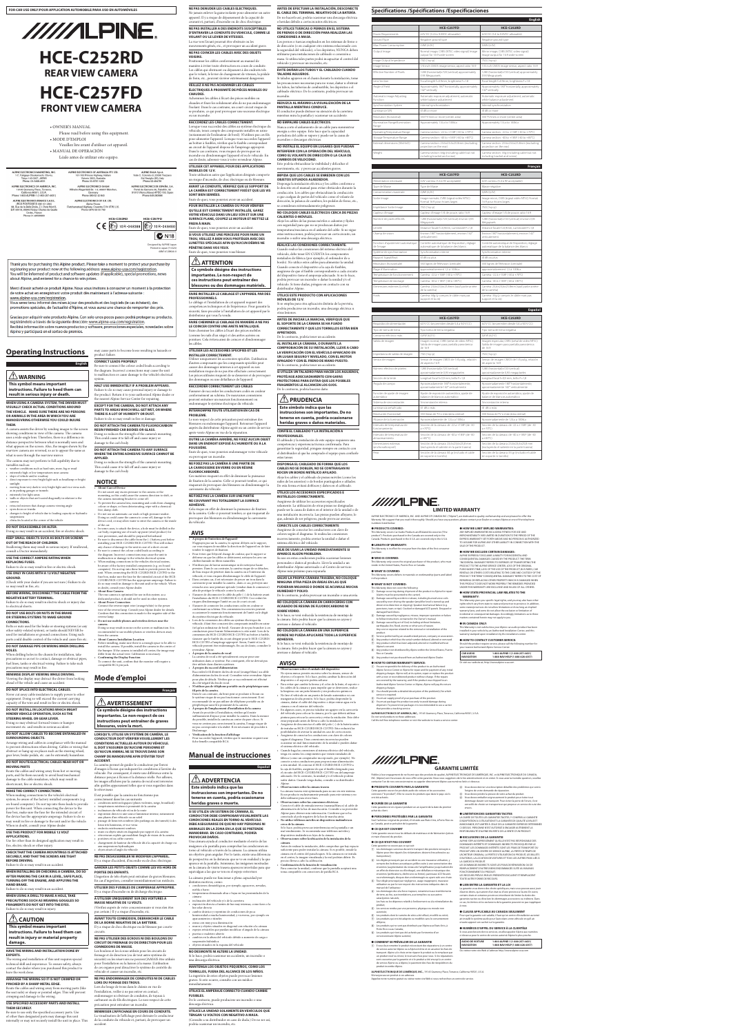FOR USE ONLY POUR APPLICATION AUTOMOBILE/PARA USO EN AUTOMÓVILES

# ALPINE

# HCE-C252RD
## REAR VIEW CAMERA

# HCE-C257FD
## FRONT VIEW CAMERA

- OWNER'S MANUAL
  Please read before using this equipment.
- MODE D'EMPLOI
  Veuillez lire avant d'utiliser cet appareil.
- MANUAL DE OPERACIÓN
  Léalo antes de utilizar este equipo.

ALPINE ELECTRONICS MARKETING, INC.
ALPINE ELECTRONICS OF AMERICA, INC.
ALPINE ELECTRONICS OF CANADA, INC.
ALPINE ELECTRONICS OF AUSTRALIA PTY. LTD.
ALPINE ELECTRONICS GmbH
ALPINE ELECTRONICS FRANCE S.A.R.L.
ALPINE ITALIA S.p.A.
ALPINE ELECTRONICS OF U.K. LTD.
ALPINE ELECTRONICS DE ESPAÑA, S.A.

HCE-C252RD HCE-C257FD

Designed by ALPINE Japan
Printed in Japan

Thank you for purchasing this Alpine product. Please take a moment to protect your purchase by registering your product now at the following address: www.alpine-usa.com/registration.
You will be informed of product and software updates (if applicable), special promotions, news about Alpine, and entered for a chance to win prizes.

Merci d'avoir acheté ce produit Alpine. Nous vous invitons à consacrer un moment à la protection de votre achat en enregistrant votre produit dès maintenant à l'adresse suivante : www.alpine-usa.com/registration.
Vous serez tenu informé des mises à jour des produits et des logiciels (le cas échéant), des promotions spéciales, de l'actualité d'Alpine, et vous aurez une chance de remporter des prix.

Gracias por adquirir este producto Alpine. Con solo unos pocos pasos podrá proteger su producto, registrándolo a través de la siguiente dirección: www.alpine-usa.com/registration.
Recibirá información sobre nuevos productos y software, promociones especiales, novedades sobre Alpine y participará en el sorteo de premios.

# Operating Instructions

English

## WARNING

**This symbol means important instructions. Failure to heed them can result in serious injury or death.**

**WHEN USING A CAMERA SYSTEM, THE DRIVER MUST VISUALLY CHECK ACTUAL CONDITIONS AROUND THE VEHICLE. MAKE SURE THERE ARE NO PERSONS OR ANIMALS IN THE AREA IN WHICH YOU ARE MANOEUVERING OTHERWISE YOU COULD INJURE THEM.**

A camera assists the driver by sending images to the screen showing conditions in view of the camera. The camera uses a wide-angle lens. Therefore, there is a difference in distance perspective between what is normally seen and what appears on the screen. Also, the images shown by the rear view camera are reversed, so as to appear the same as what is seen through the rearview mirror.

The camera may not perform to full capability due to variables such as:
- weather conditions such as heavy rain, snow, fog or mud
- extremely high or low temperatures near camera
- slope of vehicle and/or roadway
- direct exposure to very bright light such as headlamps or bright sunlight
- moving from very dark to very bright light and vice versa such as in parking garages or tunnels
- extremely low light areas
- walls or objects that are located diagonally in relation to the camera
- retractable mirrors that change camera viewing angle
- open doors or trunks
- changes in height of vehicle due to loading capacity or hydraulic suspension
- objects located at the corner of the vehicle

**DO NOT DISASSEMBLE OR ALTER.**
Doing so may result in an accident, fire or electric shock.

**KEEP SMALL OBJECTS SUCH AS BOLTS OR SCREWS OUT OF THE REACH OF CHILDREN.**
Swallowing them may result in serious injury. If swallowed, consult a Doctor immediately.

**USE THE CORRECT AMPERE RATING WHEN REPLACING FUSES.**
Failure to do so may result in fire or electric shock.

**USE ONLY IN CARS WITH A 12 VOLT NEGATIVE GROUND.**
(Check with your dealer if you are not sure.) Failure to do so may result in fire, etc.

**BEFORE WIRING, DISCONNECT THE CABLE FROM THE NEGATIVE BATTERY TERMINAL.**
Failure to do so may result in electric shock or injury due to electrical shorts.

**DO NOT USE BOLTS OR NUTS IN THE BRAKE OR STEERING SYSTEMS TO MAKE GROUND CONNECTIONS.**
Bolts or nuts used for the brake or steering systems (or any other safety-related system), or tanks should NEVER be used for installations or ground connections. Using such parts could disable control of the vehicle and cause fire etc.

**DO NOT DAMAGE PIPE OR WIRING WHEN DRILLING HOLES.**
When drilling holes in the chassis for installation, take precautions so as not to contact, damage or obstruct pipes, fuel lines, tanks or electrical wiring. Failure to take such precautions may result in fire.

**MINIMIZE DISPLAY VIEWING WHILE DRIVING.**
Viewing the display may distract the driver from looking ahead of the vehicle and cause an accident.

**DO NOT SPLICE INTO ELECTRICAL CABLES.**
Never cut away cable insulation to supply power to other equipment. Doing so will exceed the current carrying capacity of the wire and result in fire or electric shock.

**DO NOT INSTALL IN LOCATIONS WHICH MIGHT HINDER VEHICLE OPERATION, SUCH AS THE STEERING WHEEL OR GEAR LEVER.**
Doing so may obstruct forward vision or hamper movement etc. and result in serious accident.

**DO NOT ALLOW CABLES TO BECOME ENTANGLED IN SURROUNDING OBJECTS.**
Arrange wiring and cables in compliance with the manual to prevent obstructions when driving. Cables or wiring that obstruct or hang up on places such as the steering wheel, gear lever, brake pedals, etc. can be extremely hazardous.

**DO NOT ROUTE ELECTRICAL CABLES NEAR HOT OR MOVING PARTS**
Route the cables and wiring away from hot or moving parts, and fix them securely to avoid heat/mechanical damage to the cable insulation, which may result in short circuit, fire or electric shock.

**USE THE CORRECT CONNECTIONS.**
When making connections to the vehicle's electrical system, be aware of the factory installed components (e.g. on-board computer). Do not tap into these leads to provide power for this unit. When connecting the device to the fuse box, make sure the fuse for the intended circuit of the device has the appropriate amperage. Failure to do so may result in fire or damage to the unit and/or the vehicle. When in doubt, consult your Alpine dealer.

**USE THIS PRODUCT FOR MOBILE 12 VOLT APPLICATIONS.**
Use for other than its designed application may result in fire, electric shock or other injury.

**CHECK THAT THE CAMERA MOUNTING IS ATTACHED SECURELY AND THAT THE SCREWS ARE TIGHT BEFORE DRIVING.**
Failure to do so may result in an accident.

**WHEN INSTALLING OR CHECKING A CAMERA, DO SO AFTER PARKING THE CAR IN A LEVEL, SAFE PLACE, TURNING OFF THE ENGINE, AND APPLYING THE HAND BRAKE.**
Failure to do so may result in an accident.

**WHEN USING A TOOL TO MAKE A HOLE, TAKE PRECAUTIONS SUCH AS WEARING GOGGLES SO FRAGMENTS DO NOT GET INTO THE EYES.**
Failure to do so may result in injury.

## CAUTION

**This symbol means important instructions. Failure to heed them can result in injury or material property damage.**

**HAVE THE WIRING AND INSTALLATION DONE BY EXPERTS.**
The wiring and installation of this unit requires special technical skill and experience. To ensure safety, always contact the dealer where you purchased this product to have the work done.

**ARRANGE THE WIRING SO IT IS NOT CRIMPED OR PINCHED BY A SHARP METAL EDGE.**
Route the cables and wiring away from moving parts (like the seat rails) or sharp or pointed edges. This will prevent crimping and damage to the wiring.

**USE SPECIFIED ACCESSORY PARTS AND INSTALL THEM SECURELY.**
Be sure to use only the specified accessory parts. Use of other than designated parts may damage this unit internally or may not securely install the unit in place. This may cause parts to become loose resulting in hazards or product failure.

**CONNECT LEADS PROPERLY.**
Be sure to connect the colour coded leads according to the diagram. Incorrect connections may cause the unit to malfunction or cause damage to the vehicle's electrical system.

**HALT USE IMMEDIATELY IF A PROBLEM APPEARS.**
Failure to do so may cause personal injury or damage to the product. Return it to your authorized Alpine dealer or the nearest Alpine Service Centre for repairing.

**EXCEPT FOR THE CAMERA, DO NOT ATTACH ANY PARTS TO AREAS WHICH WILL GET WET, OR WHERE THERE IS A LOT OF HUMIDITY OR DUST.**
Failure to do so may result in fire or damage.

**DO NOT ATTACH THE CAMERA TO FLUORESCENT OR MIRROR-FINISHED BODIES OR GLASS.**
Doing so reduces the strength of the camera's mounting. This could cause it to fall off and cause injury or damage to the car's body.

**DO NOT ATTACH THE CAMERA TO ANY SURFACE WHERE THE ENTIRE ADHESIVE SURFACE CANNOT BE APPLIED.**
Doing so reduces the strength of the camera's mounting. This could cause it to fall off and cause injury or damage to the car's body.

## NOTICE

- **About Care of Device**
  Do not exert any excess pressure to the camera or the mounting, as this could cause the camera direction to shift, or the camera mounting bracket to come off.
- To prevent the camera lens, mounting and cords from changing colour or shape, or from deteriorating, wipe with a chemical-free, damp cloth.
- Do not use an automatic car wash or high-pressure washer. Doing so could cause the camera to come off, damage to the device cord, or cause water to come into the camera to the inside of the car.
- In some cases, to attach the device, a hole must be drilled in the car body, requiring use of touch-up paint (retail product) for rust prevention, and should be prepared beforehand.
- Be sure to use the power source of the car (–) battery connection installing your HCE-C252RD/HCE-C257FD. This will reduce any chance of damage to the unit in case of a short circuit.
- Be sure to connect the colour coded leads according to the diagram. Incorrect connections may cause the unit to malfunction or damage to the vehicle electrical system.
- When making connections to the vehicles electrical system, be aware of the factory installed components (e.g. on-board computer). Do not tap into these leads to provide power for this unit. When connecting the HCE-C252RD/HCE-C257FD to the fuse box, make sure the fuse for the intended circuit of the HCE-C252RD/HCE-C257FD has the appropriate amperage. Failure to do so may result in damage to the unit and/or the vehicle. When in doubt, consult your Alpine dealer.
- **About Rear Camera**
  The rear camera is optimized for use in this system; as a dedicated product, it should not be used in other systems.
- **About Front Camera**
  Camera will always turn on in accordance to the power wire of the reverse lamp. Consult your Alpine dealer for details. (Confirm that this connection is made to the negative side of the reverse lamp.)
- **Do not use mobile phones and wireless devices near the camera.**
  Doing so may result in noise on the screen or malfunction. It is recommended to use mobile phones or wireless devices away from the camera.
- **About Camera Installation Location**
  After installing, make sure there is enough space to be able to install the camera. Also, install the camera in the center of the bumper. If the camera is installed off-center, the image may differ from the actual view. Calibration is necessary.
- **Confirming the Display Function**
  To connect this unit, confirm that the monitor will require a compatible RCA pin jack.

# Mode d'emploi

Français

## AVERTISSEMENT

**Ce symbole désigne des instructions importantes. Le non-respect de ces instructions peut entraîner de graves blessures, voire la mort.**

**LORSQUE IL UTILISE UN SYSTÈME DE CAMÉRA, LE CONDUCTEUR DOIT VÉRIFIER VISUELLEMENT LES CONDITIONS ACTUELLES AUTOUR DU VÉHICULE. IL DOIT S'ASSURER QU'AUCUNE PERSONNE ET QU'AUCUN ANIMAL NE SE TROUVE DANS SON CHAMP DE MANŒUVRE AFIN D'ÉVITER TOUT ACCIDENT.**

La caméra permet de guider le conducteur par l'envoi d'images à l'écran qui indiquent les conditions à l'arrière du véhicule. Par conséquent, il existe une différence entre la distance perçue à l'écran et la distance réelle. Par ailleurs, les images affichées par la caméra de recul sont inversées afin qu'elles apparaissent telles qu'on les voit dans le rétroviseur.

Il est possible que la caméra ne fonctionne pas correctement dans les cas suivants :
- conditions météorologiques (pluies torrentielles, neige, brouillard)
- températures extrêmes à proximité de la caméra
- inclinaison du véhicule et/ou de la route
- exposition directe à une source lumineuse intense, notamment aux phares d'un véhicule ou au soleil
- passage de lieux très sombres (des parkings ou des tunnels) à des lieux très lumineux, et vice versa
- endroits extrêmement sombres
- murs ou objets situés en diagonale par rapport à la caméra
- rétroviseurs rétractables qui modifient l'angle de vision de la caméra
- portières et/ou coffre ouverts
- changement de hauteur du véhicule dû à la capacité de charge ou aux suspensions hydrauliques
- objets situés à l'angle du véhicule

**NE PAS DÉSASSEMBLER NI MODIFIER L'APPAREIL.**
Il y a risque d'accident, d'incendie ou de choc électrique.

**GARDER LES PETITS OBJETS COMME LES VIS HORS DE PORTÉE DES ENFANTS.**
L'ingestion de tels objets peut entraîner de graves blessures. En cas d'ingestion, consulter immédiatement un médecin.

**UTILISER DES FUSIBLES DE L'AMPÉRAGE APPROPRIÉ.**
Il y a risque d'incendie ou de décharge électrique.

**A UTILISER UNIQUEMENT SUR DES VOITURES A MASSE NÉGATIVE DE 12 VOLTS.**
(Vérifiez auprès de votre concessionnaire si vous n'en êtes pas certain.) Il y a risque d'incendie, etc.

**AVANT TOUTE CONNEXION, DÉBRANCHER LE CABLE DE LA BORNE NÉGATIVE DE LA BATTERIE.**
Il y a risque de choc électrique ou de blessure par courts-circuits.

**NE PAS UTILISER DES ÉCROUS NI DES BOULONS DU CIRCUIT DE FREINAGE OU DE DIRECTION POUR LES CONNEXIONS DE MASSE.**
Les boulons et les écrous utilisés pour les circuits de freinage et de direction (ou de tout autre système de sécurité) ou les réservoirs ne peuvent JAMAIS être utilisés pour l'installation ou la liaison à la masse. L'utilisation de ces organes peut désactiver le système de contrôle du véhicule et causer un incendie, etc.

**NE PAS ENDOMMAGER DE CONDUITE NI DE CABLES LORS DU FORAGE DES TROUS.**
Lors du forage de trous dans le châssis en vue de l'installation, veiller à ne pas entrer en contact, endommager ni obstruer de conduites, de tuyaux à carburant ou de fils électriques. Le non-respect de cette précaution peut entraîner un incendie.

**MINIMISER L'AFFICHAGE EN COURS DE CONDUITE.**
La visualisation de l'affichage peut distraire le conducteur de la conduite du véhicule et, partant, de provoquer un accident.

**NE PAS DÉNUDER LES CABLES ÉLECTRIQUES.**
Ne jamais enlever la gaine isolante pour alimenter un autre appareil. Il y a risque de dépassement de la capacité de courant et, partant, d'incendie ou de choc électrique.

**NE PAS INSTALLER À DES ENDROITS SUSCEPTIBLES D'ENTRAVER LA CONDUITE DU VÉHICULE, COMME LE VOLANT OU LE LEVIER DE VITESSES.**
La vue vers l'avant pourrait être obstruée ou les mouvements gênés, etc., et provoquer un accident grave.

**NE PAS COINCER LES CABLES AVEC DES OBJETS VOISINS.**
Positionner les câbles conformément au manuel de manière à éviter toute obstruction en cours de conduite. Les câbles qui obstruent ou dépassent à des endroits tels que le volant, le levier de changement de vitesses, la pédale de frein, etc., peuvent s'avérer extrêmement dangereux.

**VEILLEZ À NE PAS ACHEMINER LES CÂBLES ÉLECTRIQUES À PROXIMITÉ DE PIÈCES MOBILES OU CHAUDES.**
Acheminez les câbles à l'écart des pièces mobiles ou chaudes et fixez-les solidement afin de ne pas endommager l'isolant. Dans le cas contraire, un court-circuit risque de se produire, ce qui peut provoquer une incendie ou un choc électrique.

**EFFECTUER CORRECTEMENT LES CONNEXIONS.**
Lorsque vous raccordez des câbles au système électrique du véhicule, tenez compte des composants installés en usine (notamment de l'ordinateur de bord). N'utilisez pas ces fils pour alimenter l'appareil. Lorsque vous raccordez l'appareil au boîtier à fusibles, vérifiez que le fusible correspondant au circuit de l'appareil dispose de l'ampérage approprié. Dans le cas contraire, vous risquez de provoquer un incendie ou d'endommager l'appareil et/ou le véhicule. En cas de doute, adressez-vous à votre revendeur Alpine.

**UTILISER CET APPAREIL POUR DES APPLICATIONS MOBILES DE 12 V.**
Toute utilisation autre que l'application désignée comporte un risque d'incendie, de choc électrique ou de blessure.

**AVANT LA CONDUITE, VÉRIFIEZ QUE LE SUPPORT DE LA CAMÉRA EST CORRECTEMENT FIXÉ ET QUE LES VIS SONT BIEN SERRÉES.**
Faute de quoi, vous pourriez avoir un accident.

**POUR INSTALLER LA CAMÉRA OU POUR VÉRIFIER QU'ELLE EST CORRECTEMENT INSTALLÉE, GAREZ VOTRE VÉHICULE DANS UN LIEU SÛR ET SUR UNE SURFACE PLANE, COUPEZ LE MOTEUR ET METTEZ LE FREIN À MAIN.**
Faute de quoi, vous pourriez avoir un accident.

**SI VOUS UTILISEZ UNE PERCEUSE POUR FAIRE UN TROU, VEILLEZ À BIEN VOUS PROTÉGER AVEC DES LUNETTES SPÉCIALES AFIN QU'AUCUN DÉBRIS NE PÉNÈTRE DANS VOS YEUX.**
Faute de quoi, vous pourriez vous blesser.

## ATTENTION

**Ce symbole désigne des instructions importantes. Le non-respect de ces instructions peut entraîner des blessures ou des dommages matériels.**

**FAIRE INSTALLER LE CABLAGE ET L'APPAREIL PAR DES PROFESSIONNELS.**
Le câblage et l'installation de cet appareil requiert des compétences techniques et de l'expérience. Pour garantir la sécurité, faire procéder à l'installation de cet appareil par le distributeur qui vous l'a vendu.

**FAIRE CHEMINER LE CABLAGE DE MANIERE A NE PAS LE COINCER CONTRE UNE ARÊTE MÉTALLIQUE.**
Faire cheminer les câbles à l'écart des pièces mobiles (comme les rails d'un siège) et des arêtes acérées ou pointues. Cela évitera ainsi de coincer et d'endommager les câbles.

**UTILISER LES ACCESSOIRES SPÉCIFIÉS ET LES INSTALLER CORRECTEMENT.**
Utiliser uniquement les accessoires spécifiés. L'utilisation d'autres composants que les composants spécifiés peut causer des dommages internes à cet appareil ou son installation risque de ne pas être effectuée correctement. Les pièces utilisées risquent de se desserrer et de provoquer des dommages ou une défaillance de l'appareil.

**RACCORDER CORRECTEMENT LES CÂBLES.**
Raccordez les conducteurs codés en couleur conformément au schéma. De mauvaises connexions peuvent entraîner un mauvais fonctionnement ou endommager le système électrique du véhicule.

**INTERROMPRE TOUTE UTILISATION EN CAS DE PROBLÈME.**
Le non-respect de cette précaution peut entraîner des blessures ou endommager l'appareil. Retourner l'appareil auprès du distributeur Alpine agréé ou un centre de service après-vente Alpine en vue de la réparation.

**OUTRE LA CAMÉRA ARRIÈRE, NE FIXEZ AUCUN OBJET DANS UN ENDROIT HUMIDE À L'ENDROIT OÙ IL Y A DE LA POUSSIÈRE.**
Faute de quoi, vous pourriez endommager votre véhicule ou provoquer un incendie.

**NE FIXEZ PAS LA CAMÉRA À UNE PARTIE DE LA CARROSSERIE EN VERRE OU EN REINE FLUORESCENTE.**
Ces matériaux risquent en effet de diminuer la puissance de fixation de la caméra. Celle-ci pourrait tomber, ce qui risquerait de provoquer des blessures ou d'endommager la carrosserie du véhicule.

**NE FIXEZ PAS LA CAMÉRA SUR UNE PARTIE NE COUVRANT PAS TOTALEMENT LA SURFACE ADHÉSIVE.**
Cela risque en effet de diminuer la puissance de fixation de la caméra. Celle-ci pourrait tomber, ce qui risquerait de provoquer des blessures ou d'endommager la carrosserie du véhicule.

## AVIS

- **À propos de l'entretien de l'appareil**
  N'appuyez pas sur la caméra, le support de montage ou le support du montage car cela pourrait modifier la direction de l'appareil ou de la caméra de fixation.
- Pour éviter que l'objectif change de couleur, que le support se déforme ou que les câbles se détériorent, nettoyez-les avec un chiffon humide et des non-chimiques.
- N'utilisez pas de laveuse automatique ni de nettoyeur haute pression. Dans le cas contraire, la caméra risque de se détacher, de l'eau risque de pénétrer dans la caméra ou à l'intérieur du véhicule, et vous risquez d'endommager le câble de l'appareil.
- Dans certains cas, il est nécessaire de percer un trou dans la carrosserie pour installer la caméra. Aussi, ces trous doivent être revêtus d'une peinture de retouche (produit dans le commerce) afin de protéger le véhicule contre la rouille.
- Assurez-vous de connecter le câble du pôle (–) de la batterie avant l'installation de la HCE-C252RD/HCE-C257FD. Ceci réduit les risques d'endommager l'unité en cas de court-circuit.
- Assurez-vous de connecter les conducteurs codés en couleur conformément au schéma. Des connexions incorrectes peuvent entraîner le mauvais fonctionnement de l'unité ou le dégât du système électrique du véhicule.
- Lors de la connexion des câbles au système électrique du véhicule, il faut tenir compte des composants installés en usine (tel qu'un ordinateur de bord). N'utilisez pas ces conducteurs pour alimenter l'unité. En connectant la HCE-C252RD/HCE-C257FD au boîtier à fusibles, assurez-vous que le fusible du circuit désigné pour la HCE-C252RD/HCE-C257FD a l'ampérage approprié. Sinon, l'unité et/ou le véhicule peuvent être endommagés. En cas de doute, consultez le revendeur Alpine.
- **À propos de la caméra de recul**
  La caméra de recul a été optimalisé conçue pour une utilisation dans ce système. Elle ne peut pas être utilisée avec d'autres systèmes.
- **À propos de la caméra d'alimentation**
  Le câble d'alimentation du feu de recul (rouge/blanc) au câble d'alimentation du feu de recul. Consultez votre revendeur Alpine pour plus de détails. (Vérifiez que ce raccordement est effectué au côté négatif du feu de recul.)
- **N'utilisez pas de téléphone portable ou de périphérique sans fil près de la caméra.**
  Dans le cas contraire, cela peut perturber le produire à l'écran ou le système risque de ne pas fonctionner correctement. Il est recommandé d'utiliser les téléphones portables et les périphériques sans fil à distance de la caméra.
- **À propos de l'emplacement d'installation de la caméra**
  Avant de procéder à l'installation, vérifiez qu'il reste suffisamment d'espace pour installer la caméra. Vous devez également installer la caméra au centre du pare-chocs. Si vous ne centrez pas la caméra, l'image affichée à l'écran risque de ne pas correspondre à la vue réelle. Il est nécessaire de procéder à l'étalonnage.
- **Vérification de la fonction d'affichage**
  Pour raccorder l'appareil, vérifiez que le moniteur requiert une fiche femelle compatible RCA.

# Manual de instrucciones

Español

## ADVERTENCIA

**Este símbolo indica que las instrucciones son importantes. De no tenerse en cuenta, podría ocasionarse heridas graves o muerte.**

**SI SE UTILIZA UN SISTEMA DE CÁMARA, EL CONDUCTOR DEBE COMPROBAR VISUALMENTE LAS CONDICIONES ACTUALES ALREDEDOR DEL VEHÍCULO. ASEGÚRESE DE QUE NO HAYA PERSONAS NI ANIMALES EN LA ZONA EN LA QUE SE PRETENDE MANIOBRAR. EN CASO CONTRARIO, PODRÍA PROVOCARLES DAÑOS.**

Una cámara ayuda al conductor mediante el envío de imágenes a la pantalla que muestran las condiciones en torno al vehículo a través de la cámara. La cámara utiliza un objetivo gran angular. Por lo tanto, existe una diferencia de perspectiva en la distancia que se ve de forma normal y la que aparece en la pantalla. Asimismo, las imágenes mostradas por la cámara de visión trasera son inversas, de manera que aparezcan a las que se ven en el espejo retrovisor.

La cámara puede no funcionar a pleno rendimiento por distintos motivos, como:
- condiciones climatológicas (por ejemplo, aguaceros, nevadas, niebla o lluvia)
- temperaturas extremadamente altas o bajas en las inmediaciones de la cámara
- inclinación del vehículo y/o de la carretera
- exposición directa a fuentes de luz muy intensas, como faros o la luz solar directa
- cambio drástico y repentino de condiciones de poca luminosidad a mucha luminosidad y viceversa, por ejemplo en aparcamientos o túneles
- zonas con muy poca iluminación
- paredes u objetos situados en diagonal con relación a la cámara
- espejos retráctiles que puedan modificar el ángulo de la cámara
- puertas o maleteros abiertos
- cambios en la altura del vehículo debido a aumento de carga o suspensión hidráulica
- objetos en las esquinas del vehículo

**NO DESMONTE NI ALTERE LA UNIDAD.**
Si lo hace, podría ocasionar un accidente, un incendio o una descarga eléctrica.

**MANTENGA LOS OBJETOS PEQUEÑOS, COMO LOS TORNILLOS, FUERA DEL ALCANCE DE LOS NIÑOS.**
La ingestión de estos objetos puede provocar lesiones graves. Si esto ocurre, consulte con un médico inmediatamente.

**UTILICE EL AMPERAJE CORRECTO CUANDO CAMBIE FUSIBLES.**
De lo contrario, puede producirse un incendio o una descarga eléctrica.

**UTILICE LA UNIDAD SOLAMENTE EN VEHÍCULOS QUE TENGAN 12 VOLTIOS CON NEGATIVO A MASA.**
(Consulte a su distribuidor en caso de duda.) De no ser así, podría ocasionar un incendio, etc.

**ANTES DE EFECTUAR LA INSTALACIÓN, DESCONECTE EL CABLE DEL TERMINAL NEGATIVO DE LA BATERÍA.**
De no hacerlo así, podría ocasionar una descarga eléctrica o heridas debido a cortocircuitos eléctricos.

**NO UTILICE TUERCAS O PERNOS EN EL SISTEMA DE FRENOS O DE DIRECCIÓN PARA REALIZAR LAS CONEXIONES A MASA.**
Los pernos o tuercas empleados en los sistemas de freno o de dirección (o en cualquier otro sistema relacionado con la seguridad del vehículo), o los depósitos, NUNCA deben utilizarse para instalaciones de cableado o conexión a masa. Si utiliza tales partes podrá incapacitar el control del vehículo y provocar un incendio, etc.

**EVITE DAÑAR LOS TUBOS Y EL CABLEADO CUANDO TALADRE AGUJEROS.**
Si taladra agujeros en el chasis durante la instalación, tome las precauciones necesarias para no rozar, dañar u obstruir los tubos, las tuberías de combustible, los depósitos o el cableado eléctrico. De lo contrario, podría provocar un incendio.

**REDUZCA AL MÁXIMO LA VISUALIZACIÓN DE LA PANTALLA MIENTRAS CONDUCE.**
El conductor puede distraer su atención de la carretera mientras mira la pantalla y ocasionar un accidente.

**NO EMPALME CABLES ELÉCTRICOS.**
Nunca corte el aislamiento de un cable para suministrar energía a otro equipo. Esto hará que la capacidad portadora del cable se supere y puede ser la causa de incendios o descargas eléctricas.

**NO INSTALE EL EQUIPO EN LUGARES QUE PUEDAN INTERFERIR CON LA OPERACIÓN DEL VEHÍCULO, COMO EL VOLANTE DE DIRECCIÓN O LA CAJA DE CAMBIOS DE VELOCIDAD.**
Esto podría obstaculizar la visibilidad y dificultar el movimiento, etc. y provocar accidentes graves.

**IMPIDA QUE LOS CABLES SE ENREDEN CON LOS OBJETOS SITUADOS ALREDEDOR.**
Disponga la instalación eléctrica y los cables conforme a lo descrito en el manual para evitar obstáculos durante la conducción. Los cables que obstaculizan o sobresalen por zonas tales como el volante, la palanca de cambios, los pedales de freno, etc., se consideran extremadamente peligrosos.

**NO COLOQUE CABLES ELÉCTRICOS CERCA DE PIEZAS CALIENTES O MÓVILES.**
Aleje los cables de las piezas móviles o calientes y fíjelos con seguridad para que no se produzcan daños por temperatura/mecánicos en el aislante del cable. Si no sigue estas instrucciones, podría provocar un cortocircuito, un incendio o sufrir una descarga eléctrica.

**REALICE LAS CONEXIONES CORRECTAMENTE.**
Cuando realice las conexiones del sistema eléctrico del vehículo, debe tener EN CUENTA los componentes instalados de fábrica (por ejemplo, el ordenador de a bordo). No utilice estos cables para alimentar la unidad. Cuando conecte el dispositivo a la caja de fusibles, asegúrese de que el fusible correspondiente a cada circuito del dispositivo tiene el amperaje adecuado. Si no lo hace, podría provocar un incendio o dañar la unidad y/o el vehículo. Si tiene dudas, póngase en contacto con su distribuidor Alpine.

**UTILICE ESTE PRODUCTO CON APLICACIONES MÓVILES DE 12 V.**
Si se emplea para otra aplicación distinta de la prevista, podría producirse un incendio, una descarga eléctrica u otras lesiones.

**ANTES DE INICIAR LA MARCHA, VERIFIQUE QUE EL SOPORTE DE LA CÁMARA SE HA FIJADO CORRECTAMENTE Y QUE LOS TORNILLOS ESTÁN BIEN APRETADOS.**
De lo contrario, podría tener un accidente.

**AL INSTALAR LA CÁMARA, O DURANTE LA COMPROBACIÓN DE SU INSTALACIÓN, LLEVE A CABO LA VERIFICACIÓN CON EL VEHÍCULO APARCADO EN UN LUGAR SEGURO Y NIVELADO, CON EL MOTOR APAGADO Y CON EL FRENO DE MANO PUESTO.**
De lo contrario, podría tener un accidente.

**SI UTILIZA UN TALADRO PARA HACER LOS AGUJEROS, PROTÉJASE ADECUADAMENTE CON GAFAS PROTECTORAS PARA EVITAR QUE LOS POSIBLES FRAGMENTOS LE ALCANCEN LOS OJOS.**
De lo contrario, podría hacerse daño.

## PRUDENCIA

**Este símbolo indica que las instrucciones son importantes. De no tenerse en cuenta, podría ocasionarse heridas graves o daños materiales.**

**CONFÍE EL CABLEADO Y LA INSTALACIÓN A PROFESIONALES.**
El cableado y la instalación de este equipo requieren una competencia y experiencia técnica confirmada. Para garantizar la seguridad, póngase siempre en contacto con el distribuidor al que ha comprado el equipo para confiarle estas tareas.

**DISPONGA EL CABLEADO DE FORMA QUE LOS CABLES NO SE DOBLEN, NO SE COMPRIMAN NI ROCEN UN BORDE METÁLICO AFILADO.**
Aleje los cables y el cableado de piezas móviles (como los rieles de los asientos) o de bordes puntiagudos o afilados. De esta forma evitará dobleces y daños en el cableado.

**UTILICE LOS ACCESORIOS ESPECIFICADOS E INSTÁLELOS CORRECTAMENTE.**
Asegúrese de utilizar los accesorios especificados solamente. La utilización de otras piezas no designadas puede ser la causa de daños en el interior de la unidad o de una instalación incorrecta. Las piezas pueden aflojarse, lo que, además de ser peligroso, puede provocar averías.

**CONECTE LOS CABLES CORRECTAMENTE.**
Asegúrese de conectar los conductores con clave de colores según el diagrama. Si realiza las conexiones incorrectamente, podría averiar la unidad o dañar el sistema eléctrico del vehículo.

**DEJE DE USAR LA UNIDAD INMEDIATAMENTE SI APARECE ALGÚN PROBLEMA.**
Su uso en estas condiciones podría ocasionarle lesiones personales o daños al producto. Lleve la unidad a un distribuidor Alpine autorizado o al Centro de servicio Alpine más próximo para repararla.

**SALVO LA PROPIA CÁMARA TRASERA, NO COLOQUE NINGUNA OTRA PIEZA EN ÁREAS EN LAS QUE PUEDAN MOJARSE O DONDE SE ACUMULE MUCHA HUMEDAD Y POLVO.**
De lo contrario, podría provocar un incendio o una avería.

**NO COLOQUE LA CÁMARA EN CARROCERÍAS CON ACABADO DE ESPEJO O EN SUPERFICIES FLUORESCENTES NI SOBRE VIDRIO.**
Si lo hace, se verá reducida la resistencia de montaje de la cámara. Ésta podría hacer que la cámara se cayera y ocasionar lesiones o dañar el vehículo.

**NO COLOQUE LA CÁMARA EN UNA SUPERFICIE DONDE NO PUEDA APLICARSE TODA LA SUPERFICIE ADHESIVA.**
Si lo hace, se verá reducida la resistencia de montaje de la cámara. Ésta podría hacer que la cámara se cayera y ocasionar daños al vehículo.

## AVISO

- **Observaciones sobre el cuidado del dispositivo**
  No ejerza una presión excesiva sobre la cámara, el soporte del montaje, ya que podría cambiar la dirección del dispositivo o el soporte podría soltarse.
- Para evitar que el objetivo de la cámara, el soporte y los cables de la cámara cambien su color o se deformen, limpie la lente con un paño húmedo sin productos químicos.
- No lave el vehículo en un túnel de lavado automático ni con máquinas de alta presión. Si lo hace, podría desprenderse la cámara, o dañar el cable del dispositivo o dejar entrar agua en la cámara o en el interior del vehículo.
- En algunos casos, es preciso taladrar un agujero en la carrocería del vehículo para colocar la cámara, por lo que deberá utilizar pintura para retocar la carrocería y evitar la oxidación.
- Asegúrese de desconectar el cable del polo (–) de la batería antes de instalar su HCE-C252RD/HCE-C257FD. De este modo reducirá las probabilidades de averiar la unidad en caso de cortocircuito.
- Asegúrese de conectar los conductores con clave de colores según el diagrama. Unas conexiones incorrectas pueden producir un funcionamiento defectuoso de la unidad o pueden dañar el sistema eléctrico del vehículo.
- Cuando haga las conexiones al sistema eléctrico del vehículo, tenga en cuenta los componentes que vienen instalados de fábrica (como, un ordenador de a bordo, por ejemplo). No utilice estos cables para suministrar alimentación a esta unidad. Al conectar el HCE-C252RD/HCE-C257FD a la caja de fusibles, asegúrese de que el fusible designado para el circuito del HCE-C252RD/HCE-C257FD sea del amperaje adecuado. De lo contrario, la unidad o el vehículo podrían sufrir daños. En caso de duda, consulte a su distribuidor Alpine.
- **Observaciones sobre la cámara trasera**
  La cámara trasera está optimizada para su uso en este sistema. Es un producto exclusivamente pensado para este sistema y no debe utilizarse en otros.
- **Observaciones sobre las conexiones eléctricas**
  Conecte el cable de entrada inversa (rosa/blanco) al cable de alimentación de la luz de marcha atrás. Consulte a su proveedor Alpine para obtener más información. (Confirme que se ha conectado al lado negativo de la luz de marcha atrás.)
- **No utilice teléfonos móviles ni dispositivos inalámbricos cerca de la cámara.**
  Si lo hace, podría provocar interferencias en la pantalla o un mal rendimiento. Se recomienda usar teléfonos móviles o dispositivos inalámbricos lejos de la cámara.
- **Observaciones sobre la ubicación de la instalación de la cámara**
  Antes de realizar la instalación, debe comprobar que hay espacio suficiente para poder instalar la cámara. Si es posible, instale la cámara en el centro del parachoques. Si la cámara no se instala en el centro, puede que la imagen difiera de la visión real. Hay que realizar la calibración.
- **Confirmación de la función de visualización**
  Para conectar la unidad, confirme que la pantalla aceptará una toma compatible con conector de patilla RCA.

## Specifications /Spécifications /Especificaciones

English

| | HCE-C257FD | HCE-C252RD |
|---|---|---|
| Power Requirements | 6.0V DC (5.8-6.9V DC allowable) | 6.0V DC (5.8-6.9V DC allowable) |
| Ground System | Negative ground type | Negative ground type |
| Max. Power Consumption | 0.6W (6.0V) | 0.6W (6.0V) |
| Output Image | Normal image, CVBS (NTSC video signal) Image output for 16:9 wide screen | Mirror image, CVBS (NTSC video signal) Image output for 16:9 wide screen |
| Image Output Impedance | 75Ω (1Vp-p) | 75Ω (1Vp-p) |
| Image Sensor | 1/3 inch CMOS image sensor, aspect ratio 16:9 | 1/3 inch CMOS image sensor, aspect ratio 16:9 |
| Effective Number of Pixels | 1,280 (horizontally) x720 (vertically) approximately 0.93 Mega pixels | 1,280 (horizontally) x720 (vertically) approximately 0.93 Mega pixels |
| Lens Section | Focal length 0.80mm, brightness F=1.8 | Focal length 0.80mm, brightness F=1.8 |
| Angle of Field | Approximately 185° horizontally, approximately 100° vertically | Approximately 185° horizontally, approximately 100° vertically |
| Automatic Image Adjusting Functions | Automatic exposure, automatic gain control, automatic white balance adjustment | Automatic exposure, automatic gain control, automatic white balance adjustment |
| Synchronization System | Internal synchronization | Internal synchronization |
| Sensitivity (S/N) | 45dB or more | 45dB or more |
| Resolution (horizontal) | 400 TV lines or more (center area) | 400 TV lines or more (center area) |
| Illumination (Sensitivity) | Approximately 1.0 Lux / 50%, ... | Approximately 1.0 Lux / 50%, ... |
| Operating Temperature Range | Camera section: -22 to +158°F (-30 to +70°C) | Camera section: -22 to +158°F (-30 to +70°C) |
| Storage Temperature Range | Camera section: -40 to +185°F (-40 to +85°C) | Camera section: -40 to +185°F (-40 to +85°C) |
| External dimensions (W×H×D) | Camera: 25.0×25.0×20.5mm (excluding projection on the rear) | Camera: 25.0×25.0×20.5mm (excluding projection on the rear) |
| Weight | Camera section: 90 g (including cable) (at not including bracket and screws) | Camera section: 90 g (including cable) (at not including bracket and screws) |

Français

| | HCE-C257FD | HCE-C252RD |
|---|---|---|
| Alimentation nécessaire | 6,0V continu (5,8-6,9V acceptable) | 6,0V continu (5,8-6,9V acceptable) |
| Type de Masse | Type de Masse | Masse négative |
| Consommation maximale | 0,6W (6,0V) | 0,6W (6,0V) |
| Sortie image | Image normale, CVBS (signal vidéo NTSC) Format 16:9 pour écrans larges | Image miroir, CVBS (signal vidéo NTSC) Format 16:9 pour écrans larges |
| Impédance Sortie Image | 75Ω (1Vp-p) | 75Ω (1Vp-p) |
| Capteur d'image | Capteur d'image 1/3 de pouce, ratio 16:9 | Capteur d'image 1/3 de pouce, ratio 16:9 |
| Nombre de pixels effectifs | 1280 (horizontal)×720 (vertical) environ 0,93 Mégapixels | 1280 (horizontal)×720 (vertical) environ 0,93 Mégapixels |
| Objectif | Distance focale 0,80mm, luminosité F=1,8 | Distance focale 0,80mm, luminosité F=1,8 |
| Champ de vision | Environ 185° horizontalement, environ 100° verticalement | Environ 185° horizontalement, environ 100° verticalement |
| Fonction d'ajustement automatique de l'image | Contrôle automatique de l'exposition, réglage automatique de la balance des blancs | Contrôle automatique de l'exposition, réglage automatique de la balance des blancs |
| Système de synchronisation | Synchronisation interne | Synchronisation interne |
| Rapport Signal/Bruit | 45dB ou plus | 45dB ou plus |
| Résolution (horizontale) | 400 lignes de télévision (centre) | 400 lignes de télévision (centre) |
| Plage d'illumination | ... | ... |
| Température de fonctionnement | Caméra : -22 à +158°F (-30 à +70°C) | Caméra : -22 à +158°F (-30 à +70°C) |
| Température de stockage | Caméra : -40 à +185°F (-40 à +85°C) | Caméra : -40 à +185°F (-40 à +85°C) |
| Dimensions extérieures (L×H×P) | Caméra : 25,0×25,0×20,5mm (sauf partie saillante de la caméra) | Caméra : 25,0×25,0×20,5mm (sauf partie saillante de la caméra) |
| Poids | Caméra : 90g (y compris le câble) mais pas support et la vis) | Caméra : 90g (y compris le câble) mais pas support et la vis) |

Español

| | HCE-C257FD | HCE-C252RD |
|---|---|---|
| Requisitos de alimentación | 6,0 V CC (se permiten desde 5,8 a 6,9 V CC) | 6,0 V CC (se permiten desde 5,8 a 6,9 V CC) |
| Tipo de toma de tierra | Tipo toma de tierra negativa | Tipo de toma de tierra negativa |
| Consumo eléctrico máx. | 0,6W (6,0 V) | 0,6W (6,0 V) |
| Salida de imagen | Imagen normal, CVBS (señal de vídeo NTSC) Salida de imagen para pantalla panorámica de 16:9 | Imagen especular, CVBS (señal de vídeo NTSC) Salida de imagen para pantalla panorámica de 16:9 |
| Impedancia de salida de imagen | 75Ω (1Vp-p) | 75Ω (1Vp-p) |
| Sensor de imagen | Sensor de imagen CMOS de 1/3 pulg., relación de aspecto 16:9 | Sensor de imagen CMOS de 1/3 pulg., relación de aspecto 16:9 |
| Número efectivo de píxeles | 1.280 (horizontal)×720 (vertical) aproximadamente 0,93 megapíxeles | 1.280 (horizontal)×720 (vertical) aproximadamente 0,93 megapíxeles |
| Sección de la lente | Longitud focal 0,80 mm, brillo F=1,8 | Longitud focal 0,80 mm, brillo F=1,8 |
| Ángulo de campo | Aproximadamente 185° horizontalmente, aproximadamente 100° verticalmente | Aproximadamente 185° horizontalmente, aproximadamente 100° verticalmente |
| Función de ajuste de imagen automático | Ajuste de exposición automático, ajuste de balance de blancos automático | Ajuste de exposición automático, ajuste de balance de blancos automático |
| Sistema de sincronización | Sincronización interna | Sincronización interna |
| Sensibilidad (señal/ruido) | 45 dB o más | 45 dB o más |
| Resolución (horizontal) | 400 líneas de TV o más (área central) | 400 líneas de TV o más (área central) |
| Alcance de iluminación | ... | ... |
| Intervalo de temperatura de funcionamiento | Sección de la cámara: de -22 a +158°F (de -30 a +70°C) | Sección de la cámara: de -22 a +158°F (de -30 a +70°C) |
| Intervalo de temperatura de almacenamiento | Sección de la cámara: de -40 a +185°F (de -40 a +85°C) | Sección de la cámara: de -40 a +185°F (de -40 a +85°C) |
| Dimensiones externas (An×Al×Pr) | Cámara: 25,0×25,0×20,5 mm (excepto la parte saliente de la parte trasera) | Cámara: 25,0×25,0×20,5 mm (excepto la parte saliente de la parte trasera) |
| Peso | Sección de la cámara: 90 g (incluido el cable) (sin soporte ni tornillos) | Sección de la cámara: 90 g (incluido el cable) (sin soporte ni tornillos) |

# ALPINE

## LIMITED WARRANTY

ALPINE ELECTRONICS OF AMERICA, INC. AND ALPINE OF CANADA INC. ("Alpine"), are dedicated to quality craftsmanship and are pleased to offer this Warranty. We suggest that you read it thoroughly. Should you have any questions, please contact your Dealer or contact Alpine at one of the telephone numbers listed below.

- **PRODUCTS COVERED:**
  This Warranty covers Car Audio Products and Related Accessories ("the product"). Products purchased in the Canada are covered only in the Canada. Products purchased in the U.S.A. are covered only in the U.S.A.
- **LENGTH OF WARRANTY:**
  This Warranty is in effect for one year from the date of the first consumer purchase.
- **WHO IS COVERED:**
  This Warranty only covers the original purchaser of the product, who must reside in the United States, Puerto Rico or Canada.
- **WHAT IS COVERED:**
  This Warranty covers defects in materials or workmanship (parts and labor) in the product.
- **WHAT IS NOT COVERED:**
  This Warranty does not cover the following:
  1. Damage occurring during shipment of the product to Alpine for repair (claims must be presented to the carrier).
  2. Damage caused by accident or abuse, including burned voice coils caused by over-driving the speaker (amplifier level is turned up and driven into distortion or clipping). Speaker mechanical failure (e.g. punctures, tears or rips). Cracked or damaged LCD panels. Dropped or damaged hard drives.
  3. Damage caused by negligence, misuse, improper operation or failure to follow instructions contained in the Owner's manual.
  4. Damage caused by act of God, including without limitation, earthquake, fire, flood, storms or other acts of nature.
     Any cost or expense related to the removal or reinstallation of the product.
  5. Service performed by an unauthorized person, company or association.
  6. Any product which has the serial number defaced, altered or removed.
  7. Any product which has been adjusted, altered or modified without Alpine's consent.
  8. Any product not distributed by Alpine within the United States, Puerto Rico or Canada.
  9. Any product not purchased from an Authorized Alpine Dealer.
- **HOW TO OBTAIN WARRANTY SERVICE:**
  1. You are responsible for delivery of the product to an Authorized Alpine Service Center or Alpine for repair and for payment of any initial shipping charges. Alpine will, at its option, repair or replace the product with a new or reconditioned product without charge. If the repairs are covered by the warranty, and if the product was shipped to an Authorized Alpine Service Center or Alpine, Alpine will pay the return shipping charges.
  2. You should provide a detailed description of the problem(s) for which service is requested.
  3. You must supply proof of your purchase of the product.
  4. You must package the product securely to avoid damage during shipment. To prevent lost packages it is recommended to use a carrier that provides a tracking service.
- **HOW WE LIMIT IMPLIED WARRANTIES:**
  ANY IMPLIED WARRANTIES INCLUDING FITNESS FOR USE AND MERCHANTABILITY ARE LIMITED IN DURATION TO THE PERIOD OF THE EXPRESS WARRANTY SET FORTH ABOVE AND NO PERSON IS AUTHORIZED TO ASSUME FOR ALPINE ANY OTHER LIABILITY IN CONNECTION WITH THE SALE OF THE PRODUCT.
- **HOW WE EXCLUDE CERTAIN DAMAGES:**
  ALPINE EXPRESSLY EXCLUDES LIABILITY FOR INCIDENTAL AND CONSEQUENTIAL DAMAGES CAUSED BY THE PRODUCT. THE TERM "INCIDENTAL DAMAGES" REFERS TO EXPENSES OF TRANSPORTING THE PRODUCT TO THE ALPINE SERVICE CENTER, LOSS OF THE ORIGINAL PURCHASER'S TIME, LOSS OF THE USE OF THE PRODUCT, BUS FARES, CAR RENTALS OR OTHERS COSTS RELATING TO THE CARE AND CUSTODY OF THE PRODUCT. THE TERM "CONSEQUENTIAL DAMAGES" REFERS TO THE COST OF REPAIRING OR REPLACING OTHER PROPERTY WHICH IS DAMAGED WHEN THIS PRODUCT DOES NOT WORK PROPERLY. THE REMEDIES PROVIDED UNDER THIS WARRANTY ARE EXCLUSIVE AND IN LIEU OF ALL OTHERS.
- **HOW STATE/PROVINCIAL LAW RELATES TO THE WARRANTY:**
  This Warranty gives you specific legal rights, and you may also have other rights which vary from state to state and province to province. In addition, some states/provinces do not allow limitations on how long an implied warranty lasts, and some do not allow the exclusion or limitation of incidental or consequential damages. Accordingly, limitations as to these matters contained herein may not apply to you.
- **IN CANADA ONLY:**
  This Warranty is not valid unless your Alpine car audio product has been installed in your vehicle by an Authorized Installation Center, and this warranty stamped upon installation by the installation center.
- **HOW TO CONTACT CUSTOMER SERVICE:**
  Should the product require service, please call the following number for your nearest Authorized Alpine Service Center.

| | |
|---|---|
| CAR AUDIO | 1-800-ALPINE-1 (1-800-257-4631) |
| NAVIGATION | 1-888-NAV-HELP (1-888-628-4357) |

Or visit our website at: http://www.alpine-usa.com

ALPINE ELECTRONICS OF AMERICA, INC., 19145 Gramercy Place, Torrance, California 90501, U.S.A.
Do not send products to these addresses.
Call the toll free telephone number or visit the website to locate a service center.

# ALPINE

## GARANTIE LIMITÉE

Fidèle à son engagement de ne fournir que des produits de qualité, ALPINE ÉLECTRONIQUE DU CANADA, INC. (Alpine) est heureuse de vous offrir cette garantie. Nous vous suggérons de la lire attentivement et en entier. Si vous avez la moindre question, veuillez contacter l'un de nos concessionnaires ou appeler directement Alpine aux numéros listés ci-dessous.

- **PRODUITS COUVERTS PAR LA GARANTIE**
  Cette garantie couvre les produits audio de voiture et les accessoires connexes ("le produit"). Elle ne couvre les produits que dans le pays où ils ont été achetés.
- **DURÉE DE LA GARANTIE**
  Cette garantie est en vigueur pendant un an à partir de la date du premier achat du client.
- **PERSONNES PROTÉGÉES PAR LA GARANTIE**
  Seul l'acheteur original du produit, s'il réside aux États-Unis, à Porto Rico ou au Canada, peut se prévaloir de la garantie.
- **CE QUI EST COUVERT**
  Cette garantie couvre tous les défauts de matériaux et de fabrication (pièces et main d'œuvre) du produit.
- **CE QUI N'EST PAS COUVERT**
  Cette garantie ne couvre pas ce qui suit :
  1. Les dommages survenus durant le transport des produits envoyés à Alpine pour être réparés (les réclamations doivent être adressées au transporteur).
  2. Les dégâts provoqués par un accident ou une mauvaise utilisation, y compris les bobines acoustiques grillées suite à une surexcitation de l'enceinte (augmentation du niveau de l'amplificateur jusqu'à saturation ou écrêtage du signal), l'arrachement du cône, les déchirures ou les perforations. Panneaux LCD fissurés ou endommagés. Disques durs tombés ou endommagés.
  3. Les dégâts provoqués par négligence, usage inadéquat, mauvaise utilisation ou non-respect des instructions contenues dans le manuel d'utilisation.
  4. Les dommages dus à des catastrophes naturelles, notamment les tremblements de terre, les incendies, les inondations, les tempêtes ou toute autre cause naturelle.
     Les coûts ou frais de démontage ou de réinstallation du produit.
  5. Les réparations effectuées par une personne, une société ou une association non autorisées.
  6. Les produits dont le numéro de série a été effacé, modifié ou retiré.
  7. Les produits qui ont été adaptés ou modifiés sans le consentement d'Alpine.
  8. Les produits qui ne sont pas distribués par Alpine aux États-Unis, à Porto Rico ou au Canada.
  9. Les produits qui n'ont pas été achetés par l'entremise d'un concessionnaire Alpine autorisé.
- **COMMENT SE PRÉVALOIR DE LA GARANTIE**
  1. Il vous faut remettre le produit nécessitant des réparations à un centre de service autorisé Alpine ou à Alpine même et en assumer les frais de transport. Alpine a le choix entre réparer le produit ou le remplacer par un produit neuf ou révisé, le tout sans frais pour vous. Si les réparations sont couvertes par la garantie et si le produit a été envoyé à un centre de service Alpine ou à Alpine, le paiement des frais de réexpédition du produit incombe à Alpine.
  2. Vous devez fournir une description détaillée des problèmes qui sont à l'origine de votre demande de réparation.
  3. Vous devez joindre la preuve de votre achat du produit.
  4. Vous devez emballer soigneusement le produit pour éviter tout dommage durant son transport. Pour éviter la perte de l'envoi, il est conseillé de choisir un transporteur qui propose un service de suivi des envois.
- **LIMITATION DES GARANTIES TACITES**
  LA DURÉE DE TOUTES LES GARANTIES TACITES, Y COMPRIS LA GARANTIE D'ADAPTATION À L'UTILISATION ET LA GARANTIE DE QUALITÉ LOYALE ET MARCHANDE, EST LIMITÉE À CELLE DE LA GARANTIE EXPRESSE DÉTERMINÉE CI-DESSUS. PERSONNE N'EST AUTORISÉ À ENGAGER AUTREMENT LA RESPONSABILITÉ D'ALPINE EN VERTU DE LA VENTE D'UN PRODUIT.
- **EXCLUSIONS DE LA GARANTIE**
  ALPINE STIPULE EXPRESSÉMENT QU'ELLE N'EST PAS RESPONSABLE DES DOMMAGES INTÉRÊTS ET DOMMAGES INDIRECTS PROVOQUÉS PAR LE PRODUIT. LES DOMMAGES INTÉRÊTS SONT LES FRAIS DE TRANSPORT DU PRODUIT VERS UN CENTRE DE SERVICE ALPINE, LA PERTE DE TEMPS DE L'ACHETEUR ORIGINAL, LA PERTE D'UTILISATION DU PRODUIT, LES BILLETS D'AUTOBUS, LA LOCATION DE VOITURES ET TOUS LES AUTRES FRAIS LIÉS À LA GARDE DU PRODUIT. LES DOMMAGES INDIRECTS SONT LES FRAIS DE RÉPARATION OU DE REMPLACEMENT D'AUTRES BIENS ENDOMMAGÉS SUITE AU MAUVAIS FONCTIONNEMENT DU PRODUIT.
  LES RECOURS PRÉVUS PAR LES PRÉSENTES EXCLUENT ET REMPLACENT TOUTE AUTRE FORME DE RECOURS.
- **LIEN ENTRE LA GARANTIE ET LA LOI**
  La garantie vous donne des droits spécifiques, mais vous pouvez aussi jouir d'autres droits, qui varient d'un état ou d'une province à l'autre. En outre, certains états et certaines provinces interdisent de limiter la durée des garanties tacites ou d'exclure les dommages accessoires ou indirects. Dans ce cas, les limites et les exclusions de la présente garantie peuvent ne pas s'appliquer à vous.
- **CLAUSE APPLICABLE AU CANADA SEULEMENT**
  Pour que la garantie soit valable, il faut qu'un centre d'installation autorisé ait installé le système audio pour l'automobile sur votre véhicule et que le centre ait appliqué son cachet sur la garantie.
- **NUMÉROS À APPELER POUR LE SERVICE À LA CLIENTÈLE**
  Si le produit nécessite des réparations, veuillez appeler le numéro suivant pour obtenir l'adresse du centre de service autorisé Alpine le plus proche.

| | |
|---|---|
| AUDIO DE VOITURE | 1-800-ALPINE-1 (1-800-257-4631) |
| NAVIGATION | 1-888-NAV-HELP (1-888-628-4357) |

Ou visitez notre site Web à l'adresse http://www.alpine-usa.com

ALPINE ELECTRONICS OF AMERICA, INC., 19145 Gramercy Place, Torrance, California 90501, U.S.A.
N'envoyez pas vos produits à ces adresses.
Appelez notre numéro sans frais ou visitez notre site Web pour trouver un centre de service.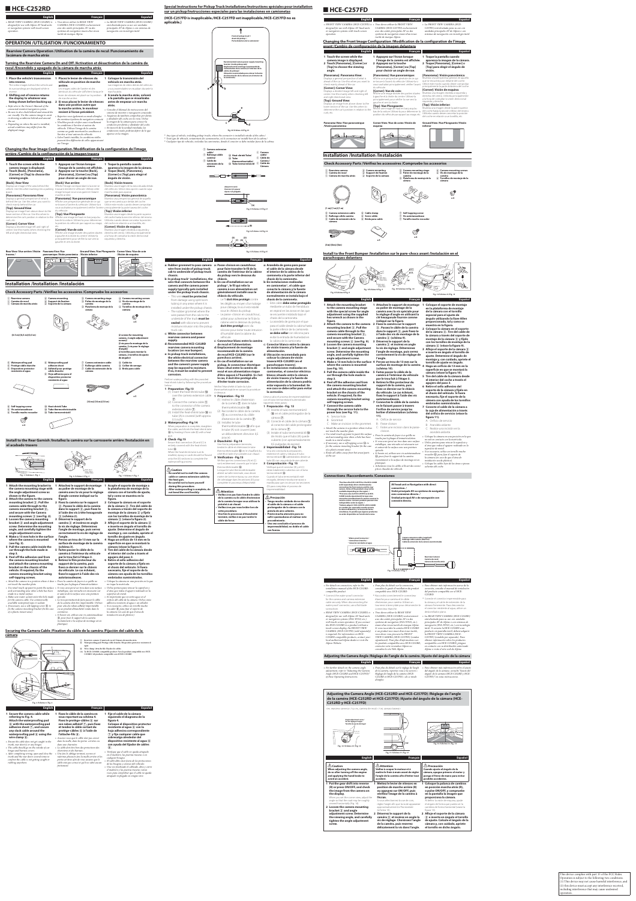# HCE-C252RD

| English | Français | Español |
|---|---|---|
| • REAR VIEW CAMERA (HCE-C252RD) designed for use with Alpine AV head units or navigation systems with touch screen operation. | • Vous devez utiliser la REAR VIEW CAMERA (HCE-C252RD) exclusivement avec des unités principales AV ou des systèmes de navigation Alpine avec écran tactile de marque Alpine. | • La REAR VIEW CAMERA (HCE-C252RD) está diseñada para su uso con unidades principales AV de Alpine o con sistemas de navegación con tecnología táctil. |

## OPERATION /UTILISATION /FUNCIONAMIENTO

### Rearview Camera Operation /Utilisation de la caméra de recul /Funcionamiento de lacámara de marcha atrás

#### Turning the Rearview Camera On and Off /Activation et désactivation de la caméra de recul /Encendido y apagado de la cámara de marcha atrás

| English | Français | Español |
|---|---|---|
| **1 Place the vehicle's transmission into reverse.** The video images behind the vehicle and its surroundings are displayed while in reverse.<br>**2 Shifting out of reverse returns the display to whatever was being shown before backing up.**<br>• Refer also to the Owner's Manual of the connected monitor/navigation system.<br>• Be sure to also check behind and around the car visually. Use the camera image to assist in observing conditions behind and around the car.<br>• Depending on where the car is installed, actual conditions may differ from the displayed image. | **1 Placez le levier de vitesses du véhicule en position de marche arrière.** Les images vidéo de l'arrière et des abords du véhicule s'affichent lorsque le levier de vitesses est placé sur la position de marche arrière.<br>**2 Si vous placez le levier de vitesses dans une position autre que la marche arrière, le moniteur revient à l'écran précédent.**<br>• Reportez-vous également au mode d'emploi du moniteur/système de navigation connecté.<br>• Vérifiez par de vos propres yeux visuellement les conditions à l'arrière et autour du véhicule. Utilisez l'image de la caméra comme une aide pour observer les conditions à l'arrière et autour du véhicule.<br>• Selon l'endroit installée, les conditions réelles peuvent être différentes de celles apparaissant sur l'image. | **1 Coloque la transmisión del vehículo en marcha atrás.** Las imágenes de vídeo detrás del vehículo y sus proximidades se visualizan durante la marcha atrás.<br>**2 Si anula la marcha atrás, volverá a la pantalla que se visualizaba antes de empezar a ir marcha atrás.**<br>• Consulte el Manual de instrucciones del sistema de monitor o navegador conectado.<br>• Asegúrese de también comprobar por detrás y alrededor del coche con la vista. Utilice la imagen de la cámara para conocer la condición por detrás y alrededor del coche.<br>• En función de la unidad instalada, las condiciones reales podrían diferir de lo que aparece en la imagen. |

#### Changing the Rear Image Configuration /Modification de la configuration de l'image arrière /Cambio de la configuración de la imagen trasera

| English | Français | Español |
|---|---|---|
| **1 Touch the screen while the camera image is displayed.**<br>**2 Touch [Back], [Panorama], [Corner] or [Top] to choose the viewing angle.**<br>**[Back]: Rear view**<br>Displays an image of the area behind the vehicle. Use this when backing into a parking space.<br>**[Panorama]: Panorama View**<br>Displays a general perspective of what is behind the car. Use this when you want to check mainly behind the car.<br>**[Top]: Ground View**<br>Displays an image from above down to the lower section of the car. Use this when to determine the car's position in relation to the curb, etc.<br>**[Corner]: Corner View**<br>Displays a divided image left and right of center. Use this mainly when checking the left and right directional view. | **1 Appuyez sur l'écran lorsque l'image de la caméra est affichée.**<br>**2 Appuyez sur la touche [Back], [Panorama], [Corner] ou [Top] pour choisir un angle de vue.**<br>**[Back]: Vue arrière**<br>Affiche l'image en répondant à la zone se trouvant à l'arrière du véhicule. Utilisez cette image lorsque vous vous garez en faisant marche arrière.<br>**[Panorama]: Vue panoramique**<br>Affiche une perspective générale de ce qui se trouve à l'arrière du véhicule. Utilisez-la si vous souhaitez principalement vérifier l'arrière du véhicule.<br>**[Top]: Vue Plongeante**<br>Affiche une image de haut en bas jusqu'à la partie du véhicule. Utilisez-la pour déterminer la position du véhicule par rapport au virage, etc.<br>**[Corner]: Vue de coin**<br>Affiche une image divisée des parties situées à gauche et à droite du centre. Utilisez-la principalement si vous vérifiez la vue vers la gauche et vers la droite. | **1 Toque la pantalla cuando aparezca la imagen de la cámara.**<br>**2 Toque [Back], [Panorama], [Corner] o [Top] para elegir el ángulo de visión.**<br>**[Back]: Visión trasera**<br>Muestra una imagen de la zona situada detrás del vehículo. Utilice esta opción cuando vaya marcha atrás para aparcar.<br>**[Panorama]: Visión panorámica**<br>Muestra una perspectiva general de lo que hay detrás del coche. Utilice esta opción cuando desee comprobar principalmente la parte trasera del coche.<br>**[Top]: Visión inferior**<br>Muestra una imagen desde la parte superior del coche hasta la sección inferior. Utilícela para determinar la posición del coche con respecto a la cuneta, etc.<br>**[Corner]: Visión de esquina**<br>Muestra una imagen dividida a izquierda y derecha del centro. Utilícela principalmente a la hora de consultar la visión direccional izquierda y derecha. |

Rear View /Vue arrière /Visión trasera / Panorama View /Vue panoramique /Visión panorámica / Ground View /Vue Plongeante /Visión inferior / Corner View /Vue de coin /Visión de esquina

## Installation /Installation /Instalación

### Check Accessory Parts /Vérifiez les accessoires /Compruebe los accesorios

① Rearview camera / Caméra de recul / Cámara de marcha atrás
② Camera mounting stage / Support de fixation / Soporte de la cámara
③ Camera mounting stage / Pièce de montage de la caméra / Plataforma de montaje de la cámara
④ Camera mounting screw / Vis de montage de la caméra / Tornillos de montaje de la cámara
⑤ Waterproofing pad / Protège-câble étanche / Dispositivo protector resistente al agua
⑥ Waterproofing pad adhesive sheet / Adhésif pour protège-câble étanche / Hoja adhesiva para el dispositivo protector resistente al agua
⑦ Camera extension cable / Rallonge câble caméra / Cable de extensión de la cámara
⑧ Cable tie / Collier de serrage / Brida para cable
⑨ Self tapping screw / Vis autotaraudeuse / Tornillo macho roscador
⑩ Heat-shrink Tube / Tube thermorétractable / Tubo termoretráctil

(2 screws for mounting camera, 2 angle adjustment screws) / (2 vis pour le montage de la caméra, 2 vis pour le réglage d'angle) / (2 tornillos para montar la cámara, 2 tornillos de ajuste de ángulo)

### Install to the Rear Garnish /Installez la caméra sur la carrosserie arrière /Instalación en el acabado trasero

| English | Français | Español |
|---|---|---|
| **1 Attach the mounting bracket to the camera mounting stage with the angle adjustment screw as shown in the figure.**<br>**2 Attach the camera to the camera mounting bracket ②. Pull the camera cable through to the camera mounting bracket ②, and secure with the Camera mounting screws ④ (see Fig. 2).**<br>**3 Loosen the camera mounting bracket ② and angle adjustment screw. Determine the mounting angle, and carefully tighten the angle adjustment screw.**<br>**4 Make a 13 mm hole in the surface where the camera is mounted (see Fig. 3).**<br>**5 Pull the camera cable inside the car through the hole made in step 4.**<br>**6 Peel off the adhesive seal from the camera mounting bracket and attach the camera mounting bracket on the chassis of the vehicle. If required, fix the camera mounting bracket using self-tapping screws.**<br>• Attach the camera in a position where it does not touch the number plate.<br>• Use retail touch up paint to paint the surface and surrounding area when a hole has been made to a metal surface.<br>• Make sure to use an anti-rust for the hole made for the camera cable. Use commercially available waterproof tape or sealant.<br>• If necessary, use a self tapping screw ⑨ to fix the camera mounting bracket (In the case of a plastic mount area). | **1 Attachez le support de montage ② au palier de montage de la caméra avec la vis pour le réglage d'angle comme indiqué sur la figure.**<br>**2 Fixez la caméra sur le support ②. Passez le câble de la caméra dans le support ②, puis fixez-le à l'aide des vis de montage de la caméra ④ (schéma 2).**<br>**3 Desserrez le support de caméra ② et vis pour le réglage de l'angle. Déterminez l'angle de montage, puis serrez correctement la vis de réglage de l'angle.**<br>**4 Percez un trou de 13 mm sur la surface de montage de la caméra (schéma 3).**<br>**5 Faites passer le câble de la caméra à l'intérieur du véhicule par le trou fait à l'étape 4.**<br>**6 Retirez le film protecteur du support de la caméra, puis fixez-le sur le châssis du véhicule. Si nécessaire, fixez le support à l'aide des vis autotaraudeuses.**<br>• Fixez la caméra de façon à ce qu'elle ne touche pas la plaque d'immatriculation.<br>• Si vous avez percé un trou dans une surface métallique, une retouche est nécessaire sur et autour de la surface avec une peinture spéciale.<br>• Le trou permettant de faire passer le câble de la caméra doit être imperméable. Utilisez pour cela du ruban adhésif imperméable ou un produit d'étanchéité vendu dans le commerce.<br>• Si besoin est, utilisez une vis autotaraudeuse ⑨ pour fixer le support de la caméra (uniquement si la surface de montage est en plastique). | **1 Acople el soporte de montaje a la plataforma de montaje de la cámara con el tornillo de ajuste del ángulo, tal y como se muestra en la figura.**<br>**2 Coloque la cámara en el soporte de la cámara ②. Tire del cable de la cámara a través del soporte de la cámara ② y fíjelo con los tornillos de montaje de la cámara ④ (véase la figura 2).**<br>**3 Afloje el soporte de la cámara ② e inserte en ángulo el tornillo de ajuste. Determine el ángulo de montaje y, con cuidado, apriete el tornillo de ajuste del ángulo.**<br>**4 Haga un orificio de 13 mm en la superficie en que se montará la cámara (véase la figura 3).**<br>**5 Tire del cable de la cámara desde el interior del coche a través del agujero del paso 4.**<br>**6 Retire el sello adhesivo del soporte de la cámara y fíjelo en el chasis del vehículo. Si fuera necesario, fije el soporte de la cámara con ayuda de los tornillos embridados suministrados.**<br>• Coloque la cámara en una posición en la que no toque la matrícula.<br>• Utilice pintura para retocar la superficie y el área que rodea el agujero realizado en la superficie metálica.<br>• Asegúrese de proteger contra el agua en el orificio del cable de la cámara. Utilice cinta adhesiva resistente al agua o un sellador.<br>• Si es necesario, utilice un tornillo macho roscador ⑨ para fijar el soporte de la cámara (en caso de que el área de instalación sea de plástico). |

### Securing the Camera Cable /Fixation du câble de la caméra /Fijación del cable de la cámara

① Rearview camera /Caméra de recul /Cámara de marcha atrás
⑤ Waterproofing pad /Protège-câble étanche /Dispositivo protector resistente al agua
⑩ Wire clamp /Attache fils /Sujetador de cables
Ⓐ To HCE-C258HD compatible product /Vers le produit compatible avec HCE-C258HD /Al producto compatible con el HCE-C258HD

| English | Français | Español |
|---|---|---|
| **1 Secure the camera cable while referring to Fig. 4. Attach the waterproofing pad ⑤ with the waterproofing pad adhesive sheet ⑥, and secure any slack cable around the waterproofing pad ⑤ using the wire clamp ⑧.**<br>• Ensure the cable does not get caught in the trunk, rear door(s) or any hinges.<br>• The cable should go in the outside of car hinges and bumper covers.<br>• After completing wiring, open and close the trunk and the rear doors several times to confirm the cable is not getting caught or rubbing anywhere. | **1 Fixez le câble de la caméra en vous reportant au schéma 4. Fixez le protège-câbles ⑤ sur son ruban adhésif ⑥, puis fixez et tendez le câble certain du protège-câbles ⑤ à l'aide de l'attache-fils ⑧.**<br>• Assurez-vous que le câble n'est pas coincé dans la malle, dans les portes arrière ou dans une charnière.<br>• Le câble doit être hors des protections des charnières et des barreaux.<br>• Une fois le câblage terminé, ouvrez et refermez plusieurs fois la malle arrière et les portes arrière afin de vous assurer que le câble n'est pas coincé et qu'il ne subit aucun frottement. | **1 Fije el cable de la cámara siguiendo el diagrama de la figura 4. Coloque el dispositivo protector resistente al agua ⑤ con la hoja adhesiva correspondiente ⑦ y fije cualquier cable que sobresalga alrededor del dispositivo resistente al agua ⑤ con ayuda del fijador de cables ⑧.**<br>• Asegúrese de que el cable no quede atrapado en el maletero, las puertas traseras o en cualquier bisagra.<br>• El cable debe estar fuera de las protecciones de las bisagras y parones del vehículo.<br>• Una vez finalizado el cableado, abra y cierre el maletero y las puertas traseras varias veces para comprobar que el cable no queda atrapado ni pegado en ningún sitio. |

### Special Instructions for Pickup Truck Installations/Instructions spéciales pour installation sur un pickup/Instrucciones especiales para las instalaciones en camionetas

**(HCE-C257FD is inapplicable./HCE-C257FD est inapplicable./HCE-C257FD no es aplicable.)**

* Any type of vehicle, including pickup trucks, whose the connector is installed outside of the cabin. / * Tout type de véhicule, notamment des camionnettes, où le connecteur est installé hors de la cabine. / * Cualquier tipo de vehículo, incluidas las camionetas, donde el conector se debe instalar fuera de la cabina.

① Camera / Caméra / Cámara
⑦ Camera extension cable / Rallonge câble caméra / Cable de extensión de la cámara
⑩ Heat-shrink Tube / Tube thermorétractable / Tubo termoretráctil
ⓐ Camera cable / Câble de caméra / Cable de Cámara

| English | Français | Español |
|---|---|---|
| **a: Rubber grommet to pass camera wire from inside of pickup truck cab to underside of pickup truck chassis.**<br>**b: In pickup truck\* installations, the wire that connects between the camera and the camera power supply typically gets installed under the pickup truck chassis.**<br>– This wire **must be protected** from damage and from water leaking in anywhere where it is exposed (under the vehicle). The rubber grommet where the wire passes from the cab to the underside of the truck **must be sealed** with silicone to prevent moisture intrusion into the pickup truck cab.<br>**c: White connector between rearview camera and power supply.**<br>**d: Recommended HCE-C252RD rearview camera mounting location (on rear bumper).**<br>**e: In pickup truck installations, the white electrical connector between the rearview camera and the camera's power supply may be exposed to moisture. If so, it must be sealed to prevent corrosion.**<br>Perform water-proofing with the provided heat-shrink tube by following the procedure below.<br>**1 Preparation –Fig.13**<br>(1) Insert the heat-shrink tube ⑩ over the camera extension cable ⑦.<br>(2) Connect the camera cable ⓐ to the connector of the camera extension cable ⑦.<br>(3) Install the heat-shrink tube ⑩ so tube (A) is covered (with approx. 10 mm).<br>**2 Waterproofing –Fig.14**<br>When preparation is complete, heat up the cable, and shrink the heat-shrink tube ⑩.<br>When the heat-shrink tube is cut, not bonded, epoxy or caulk should be flowed so that the (B) section is to complete the waterproofing process.<br>**3 Check –Fig.15**<br>Ensure both connectors (A) and (C) are already covered with the heat-shrink tube ⑩.<br>When the heat-shrink tube is cut to smallest, epoxy or caulk should be flowed to so that (B) section is to complete the waterproofing process.<br>**Caution**<br>• **Be careful not to melt the camera cable or camera extension cable by the heat gun.**<br>• **Be careful not to burn yourself during this procedure.**<br>• **After waterproofing is complete, do not bend the cord forcibly.** | **a: Passe-cloison en caoutchouc pour faire traverser le fil de la caméra de l'intérieur de la cabine du pickup vers le dessous du châssis.**<br>**b: Dans les installations sur un pickup\*, le fil qui relie la caméra à son alimentation est généralement installé sous le châssis du véhicule.**<br>– Le fil **doit être protégé** contre les dégâts ou les fuites d'eau, où il est exposé (sous le véhicule). Le passe-cloison en caoutchouc, où le câble traverse la cabine vers le dessous du pickup **doit être scellé** avec du silicone pour éviter toute intrusion d'humidité dans la cabine du véhicule.<br>**c: Connecteur blanc entre la caméra de recul et l'alimentation.**<br>**d: Emplacement de montage recommandé de la caméra de recul HCE-C252RD (sur le pare-chocs arrière).**<br>**e: En cas d'installation sur un pickup, le connecteur électrique blanc situé entre la caméra de recul et son alimentation risque d'être exposé à l'humidité. Si c'est le cas, il doit être protégé afin d'éviter toute corrosion.**<br>Vérifiez l'étanchéité à l'aide de la gaine thermorétractable en suivant la procédure ci-dessous.<br>**1 Préparation –Fig. 13**<br>(1) Insérez la gaine thermorétractable ⑩ sur le câble d'extension de la caméra ⑦.<br>(2) Raccordez le câble de la caméra ⓐ au connecteur du câble d'extension de la caméra ⑦.<br>(3) Installez la gaine thermorétractable ⑩ afin que la tube (A) soit couvert (avec une chevauchement d'environ 10 mm).<br>**2 Étanchéité –Fig. 14**<br>Lorsque la préparation terminée, chauffez le câble et rétractez le tube thermorétractable ⑩ en chauffant.<br>Lorsque le tube thermorétractable est coupé, ne pas coller, d'époxy ou de calfatage doit être appliqué pour terminer le processus d'étanchéité.<br>**3 Vérification –Fig. 15**<br>Vérifiez que les connecteurs (A) et (C) sont entièrement couverts par le tube thermorétractable ⑩.<br>Lorsque le tube thermorétractable atteint sa taille minimale, vous devez de calfatage dans les sections (B) pour compléter le processus d'étanchéité.<br>**Attention**<br>• **Veillez à ne pas faire fondre le câble de la caméra ou le câble d'extension de la caméra avec le pistolet à air chaud.**<br>• **Veillez à ne pas vous brûler lors de cette procédure.**<br>• **Une fois la procédure d'étanchéité terminée, veillez à ne pas tordre le câble de force.** | **a: Arandela de goma para pasar el cable de la cámara desde el interior de la cabina de la camioneta a la parte inferior del chasis de la camioneta.**<br>**b: En instalaciones realizadas en camionetas\*, el cable que conecta la cámara y la fuente de alimentación de la cámara suele instalarse en la parte baja del chasis de la camioneta.**<br>– Este cable **debe estar protegido** mediante un tubo de fumar de un exterior de las zonas en las que se encuentre instalado bajo el chasis de la camioneta.<br>– La arandela de goma por el que pasa el cable desde la cabina hasta la parte inferior de la camioneta **se debe** sellar con silicona para evitar la entrada de humedad en la cabina de la camioneta.<br>**c: Conector blanco entre la cámara de visión trasera y la fuente de alimentación.**<br>**d: Ubicación recomendada para colocar la cámara de visión trasera HCE-C252RD (en el parachoques trasero).**<br>**e: En instalaciones realizadas en camionetas, el conector eléctrico blanco situado entre la cámara de visión trasera y la fuente de alimentación de la cámara podría estar expuesto a la humedad. Si ese caso se debe sellar para evitar la corrosión.**<br>Utilice el tubo el proceso de impermeabilidad con el tubo termoretráctil como se indica a continuación.<br>**1 Preparación –Fig. 13**<br>(1) Inserte el tubo termoretráctil ⑩ en el cable prolongación de la cámara ⑦.<br>(2) Conecte el cable de la cámara ⓐ al conector del cable prolongador de la cámara ⑦.<br>(3) Instale el tubo termoretráctil ⑩ de modo que el tubo (A) quede cubierto (con aproximadamente 10 mm).<br>**2 Impermeabilidad –Fig. 14**<br>Cuando termine la preparación, caliente el cable y contraiga el tubo termoretráctil ⑩.<br>Cuando el tubo termoretráctil esté recogido, deberá introducirse epoxi o masilla para que se selle en la sección (B) para completar el proceso de impermeabilidad.<br>**3 Comprobación –Fig. 15**<br>Verifique que el conector (A) y el (C) estén totalmente cubiertos con el tubo termoretráctil ⑩.<br>Cuando el tubo termoretráctil esté recogido, deberá introducirse epoxi o masilla para que se selle en las secciones (B) para completar el proceso de impermeabilidad.<br>**Precaución**<br>• **Tenga mucho cuidado de no derretir el cable de la cámara o el cable prolongador de la cámara con la pistola de aire caliente.**<br>• **Preste mucha atención para no sufrir quemaduras al realizar este procedimiento.**<br>• **Una vez concluido el proceso de impermeabilidad, no doble el cable con fuerza.** |

# HCE-C257FD

| English | Français | Español |
|---|---|---|
| • FRONT VIEW CAMERA (HCE-C257FD) is designed for use with Alpine AV head units or navigation systems with touch screen operation. | • Vous devez utiliser la FRONT VIEW CAMERA (HCE-C257FD) exclusivement avec des unités principales AV ou des systèmes de navigation avec écran tactile de marque Alpine. | • La FRONT VIEW CAMERA (HCE-C257FD) está diseñada para su uso con unidades principales AV de Alpine o con sistemas de navegación con tecnología táctil. |

### Changing the Front Image Configuration /Modification de la configuration de l'image avant /Cambio de configuración de la imagen frontal

| English | Français | Español |
|---|---|---|
| **1 Touch the screen while the camera image is displayed.**<br>**2 Touch [Panorama], [Corner] or [Top] to choose the viewing angle.**<br>**[Panorama]: Panorama View**<br>Displays a general perspective of what is ahead of the car. Use this when you want to check mainly ahead of the car.<br>**[Corner]: Corner View**<br>Displays a divided image left and right of center. Use this mainly when checking left and right directional view.<br>**[Top]: Ground View**<br>Displays an image from above down to the lower section of the car. Use this when to determine the car's position in relation to the curb, etc. | **1 Appuyez sur l'écran lorsque l'image de la caméra est affichée.**<br>**2 Appuyez sur la touche [Panorama], [Corner] ou [Top] pour choisir un angle de vue.**<br>**[Panorama]: Vue panoramique**<br>Affiche une perspective générale de ce qui se trouve à l'avant du véhicule. Utilisez-la si vous souhaitez principalement vérifier l'avant du véhicule.<br>**[Corner]: Vue de coin**<br>Affiche une image divisée des parties situées à gauche et à droite du centre. Utilisez-la principalement pour vérifier la vue vers la gauche et vers la droite.<br>**[Top]: Vue Plongeante**<br>Affiche une image de haut en bas jusqu'à la partie du véhicule. Utilisez-la pour déterminer la position du véhicule par rapport au virage, etc. | **1 Toque la pantalla cuando aparezca la imagen de la cámara.**<br>**2 Toque [Panorama], [Corner] o [Top] para elegir el ángulo de visión.**<br>**[Panorama]: Visión panorámica**<br>Muestra una perspectiva general de aquello que se encuentra por delante del coche. Utilice esta opción cuando desee comprobar principalmente la parte delantera del coche.<br>**[Corner]: Visión de esquina**<br>Muestra una imagen dividida a izquierda y derecha del centro. Utilícela principalmente a la hora de consultar la visión direccional izquierda y derecha.<br>**[Top]: Visión inferior**<br>Muestra una imagen desde la parte superior del coche hasta la sección inferior del mismo. Utilícela cuando desee calcular la posición del coche en relación a una cuneta, etc. |

Panorama View /Vue panoramique /Visión panorámica / Corner View /Vue de coin /Visión de esquina / Ground View /Vue Plongeante /Visión inferior

## Installation /Installation /Instalación

### Check Accessory Parts /Vérifiez les accessoires /Compruebe los accesorios

① Rearview camera / Caméra de recul / Cámara de marcha atrás
② Camera mounting stage / Support de fixation / Soporte de la cámara
③ Camera mounting stage / Pièce de montage de la caméra / Plataforma de montaje de la cámara
④ Camera mounting screw / Vis de montage de la caméra / Tornillos de montaje de la cámara
⑤ Camera extension cable / Rallonge câble caméra / Cable de extensión de la cámara
⑥ Cable clamp / Serre-câble / Brida para cable
⑦ Self tapping screw / Vis autotaraudeuse / Tornillo macho roscador

### Install to the Front Bumper /Installation sur le pare-chocs avant /Instalación en el parachoques delantero

| English | Français | Español |
|---|---|---|
| **1 Attach the mounting bracket to the camera mounting stage with the special screw for angle adjustment using the supplied hex wrench as shown in the figure.**<br>**2 Attach the camera to the camera mounting bracket ②. Pull the camera cable through to the camera mounting bracket ②, and secure with the Camera mounting screws ④ (see Fig. 9).**<br>**3 Loosen the camera mounting bracket ② and angle adjustment screw. Determine the mounting angle, and carefully tighten the angle screw.**<br>**4 Make a 13 mm hole in the surface where the camera is mounted (see Fig. 10).**<br>**5 Pull the camera cable inside the car through the hole made in step 4.**<br>**6 Peel off the adhesive seal from the camera mounting bracket and attach the camera mounting bracket on the chassis of the vehicle. If required, fix the camera mounting bracket using self-tapping screws.**<br>**7 Connect the camera cable through the service hole to the power box (see Fig. 11).**<br>A: Service hole<br>B: Grommet<br>C: Make an incision in the grommet<br>• Attach the camera in a position where it does not touch the number plate.<br>• Use retail touch up paint to paint the surface and surrounding area when a hole has been made to a metal surface.<br>• If necessary, use a self tapping screw ⑦ to fix the camera mounting bracket (In the case of a plastic mount area).<br>• Route all cables away from hot areas/parts of the car. | **1 Attachez le support de montage au palier de montage de la caméra avec la vis spéciale pour le réglage d'angle en utilisant la clé hexagonale fournie comme indiqué sur la figure.**<br>**2 Fixez la caméra sur le support ②. Passez le câble de la caméra dans le support ②, puis fixez-le à l'aide des vis de montage de la caméra ④ (schéma 9).**<br>**3 Desserrez le support de la caméra ② et insérez en angle la vis de réglage. Déterminez l'angle de montage, puis serrez correctement la vis de réglage de l'angle.**<br>**4 Percez un trou de 13 mm sur la surface de montage de la caméra (schéma 10).**<br>**5 Faites passer le câble de la caméra à l'intérieur du véhicule par le trou fait à l'étape 4.**<br>**6 Retirez le film protecteur du support de la caméra, puis fixez-le dessus sur le châssis du véhicule. Si nécessaire, fixez le support à l'aide des vis autotaraudeuses.**<br>**7 Connectez le câble de la caméra en le faisant passer à travers l'orifice de service jusqu'au boîtier d'alimentation (schéma 11).**<br>A : Orifice de service<br>B : Passe-cloison<br>C : Faites une incision dans le passe-cloison<br>• Fixez la caméra de façon à ce qu'elle ne touche pas la plaque d'immatriculation.<br>• Si vous avez percé un trou dans une surface métallique, une retouche est nécessaire sur et autour de la surface avec une peinture spéciale.<br>• Si besoin est, utilisez une vis autotaraudeuse ⑦ pour fixer le support de la caméra (uniquement si la surface de montage est en plastique).<br>• Acheminez tous les câbles à l'écart des zones/pièces chaudes du véhicule. | **1 Coloque el soporte de montaje en la plataforma de montaje de la cámara con el tornillo especial para el ajuste de ángulo utilizando la llave Allen proporcionada, tal y como se muestra en la figura.**<br>**2 Coloque la cámara en el soporte de la cámara ②. Tire del cable de la cámara a través del soporte de la cámara ② y fíjelo con los tornillos de montaje de la cámara ④ (véase la figura 9).**<br>**3 Afloje el soporte de la cámara ② e inserte en ángulo el tornillo de ajuste. Determine el ángulo de montaje y, con cuidado, apriete el tornillo de ajuste del ángulo.**<br>**4 Haga un orificio de 13 mm en la superficie en que se montará la cámara (véase la figura 10).**<br>**5 Tire del cable de la cámara desde el interior del coche a través el agujero del paso 4.**<br>**6 Retire el sello adhesivo del soporte de la cámara y fíjelo en el chasis del vehículo. Si fuera necesario, fije el soporte de la cámara con ayuda de los tornillos embridados suministrados.**<br>**7 Conecte el cable de la cámara a la caja de alimentación a través del orificio de servicio (véase la figura 11).**<br>A : Orificio de servicio<br>B : Arandela aislante<br>C : Realice una incisión en la arandela aislante<br>• Coloque la cámara en una posición en la que no esté en contacto con la matrícula.<br>• Utilice pintura para retocar la superficie y el área que rodea el agujero realizado en la superficie de metal.<br>• Si es necesario, utilice un tornillo macho roscador ⑦ para fijar el soporte de la cámara (en caso de que el área de instalación sea de plástico).<br>• Coloque los cables lejos de las zonas o piezas calientes del coche. |

### Connections /Raccordements /Conexiones

* The Power Box (HCE-C257FD or the HCE-C252RD (sold separately)) when simultaneously connecting the front camera and the rear camera. In case of the product may not be available depending on the region.
* Pour une connexion simultanée de la caméra avant et de la caméra arrière, il faut utiliser le boîtier d'alimentation (HCE-C257FD ou HCE-C252RD (vendu séparément)). Selon la région, ce produit n'est pas disponible.
* Se necesita la caja de alimentación (HCE-C257FD o HCE-C252RD (se vende por separado)) para conectar simultáneamente la cámara delantera y la cámara trasera. En algunas regiones, este producto puede no estar disponible.

AV head unit or Navigation with direct connections / Unité principale AV ou système de navigation avec connexion directe. / Unidad principal AV o de navegación con conexión directa.

• Power point connector / Connecteur d'entrée / Conector de entrada

Camera extension cable (supplied) / Rallonge câble caméra (fournie) / Cable de extensión de la cámara (suministrado)

Rearview Camera / Caméra de recul / Cámara de marcha atrás

| English | Français | Español |
|---|---|---|
| • For details on connection, refer to the installation manual of the HCE-C252RD compatible product.<br>• Connect the water-proof connector for the camera and camera extension cable securely. When disconnecting the water-proof connector, use a flat bladed screwdriver.<br>• FRONT VIEW CAMERA (HCE-C257FD) is designed for use with Alpine AV head units or navigation systems (INE-W960, etc.) with touch screen operation. If you connect the HCE-C257FD to a product without a touch screen display, the FRONT VIEW CAMERA (HCE-C257FD) (sold separately) is required. For information on HCE-C257FD compatible products, consult your local authorized Alpine dealer or visit the Alpine Website. | • Pour plus de détails sur le connexion, consultez le guide d'installation du produit compatible avec HCE-C252RD.<br>• Raccordez correctement le connecteur étanche pour caméra et le câble d'extension pour caméra. Utilisez un tournevis à lame plate pour déconnecter le connecteur étanche.<br>• Vous devez utiliser la FRONT VIEW CAMERA (HCE-C257FD) exclusivement avec des unités principales AV ou des systèmes de navigation (INE-W960, etc.) d'une écran tactile de marque Alpine. Si vous raccordez la caméra HCE-C257FD à un produit non muni d'un écran tactile, une caméra vendue séparément FRONT VIEW CAMERA (HCE-C257FD) (vendue séparément) est requis. Pour plus d'informations sur les produits compatibles avec HCE-C257FD, contactez votre revendeur Alpine ou consultez le site Web Alpine. | • Para obtener más información acerca de la conexión, consulte el manual de instalación del producto compatible con el HCE-C252RD.<br>• Conecte el conector impermeable para la cámara y el cable de extensión de la cámara firmemente. Para desconectar el conector resistente al agua, utilice un destornillador plano.<br>• La FRONT VIEW CAMERA (HCE-C257FD) está diseñada para su uso con unidades principales AV de Alpine o con sistemas de navegación (INE-W960, etc.) con tecnología táctil. Si conecta la HCE-C257FD a un producto sin pantalla táctil, deberá adquirir la FRONT VIEW CAMERA (HCE-C257FD) (vendida por separado). Para obtener información sobre los productos compatibles con HCE-C257FD, póngase en contacto con su distribuidor autorizado Alpine o visite el sitio web de Alpine. |

### Adjusting the Camera Angle /Réglage de l'angle de la caméra /Ajuste del ángulo de la cámara

| English | Français | Español |
|---|---|---|
| • For further details on the camera angle adjustment, refer to "Adjusting the Camera Angle (HCE-C252RD and HCE-C257FD)" of these Operating Instructions. | • Pour plus de détails sur le réglage de l'angle de la caméra, reportez-vous à la section « Réglage de l'angle de la caméra (HCE-C252RD et HCE-C257FD) » de ce mode d'emploi. | • Para obtener más información sobre el ajuste del ángulo de la cámara, consulte "Ajuste del ángulo de la cámara (HCE-C252RD y HCE-C257FD)" en estas instrucciones. |

### Adjusting the Camera Angle (HCE-C252RD and HCE-C257FD) /Réglage de l'angle de la caméra (HCE-C252RD et HCE-C257FD) /Ajuste del ángulo de la cámara (HCE-C252RD y HCE-C257FD)

(Ex: Rearview camera) / (Ex: caméra de recul) / (Ej: cámara trasera)

| English | Français | Español |
|---|---|---|
| **Caution**<br>**When adjusting the camera angle, do so after turning off the engine and applying the hand brake to avoid an accident.**<br>**1 Put the gear shift into reverse (R) or press ON/OFF, and check the image from the camera on the display.**<br>When you set the camera view, adjust the angle so that the road may be roughly centered horizontally (Fig. 16).<br>**2 Loosen the camera mounting bracket ② and angle adjustment screw. Determine the viewing angle, and carefully tighten the angle adjustment screw.** | **Attention**<br>**Veillez à couper le moteur et à mettre le frein à main avant de régler l'angle de la caméra afin d'éviter tout accident.**<br>**1 Mettez le levier de vitesses en position de marche arrière (R) ou appuyez sur ON/OFF, puis vérifiez l'image de la caméra à l'écran.**<br>Si vous sélectionnez la vue de coin, réglez l'angle afin que la route apparaisse approximativement à l'horizontale (schéma 16).<br>**2 Desserrez le support de la caméra ② et insérez en angle la vis de réglage. Déterminez l'angle de vision, puis serrez délicatement la vis dans le réglage.** | **Precaución**<br>**Cuando ajuste el ángulo de la cámara, apague primero el motor y ponga el freno de mano para evitar posibles accidentes.**<br>**1 Coloque la palanca de cambios en posición marcha atrás (R), o pulse ON/OFF, y compruebe en la pantalla la imagen que proporciona la cámara.**<br>Al definir la visión de esquina, ajuste el ángulo de forma que quede en el centro del tramo horizontal (véase la figura 16).<br>**2 Afloje el soporte de la cámara ② e inserte en ángulo el tornillo de ajuste. Calcule el ángulo de la cámara y, con cuidado, apriete el tornillo de dicho ángulo.** |

This device complies with part 15 of the FCC Rules. Operation is subject to the following two conditions: (1) This device may not cause harmful interference, and (2) this device must accept any interference received, including interference that may cause undesired operation.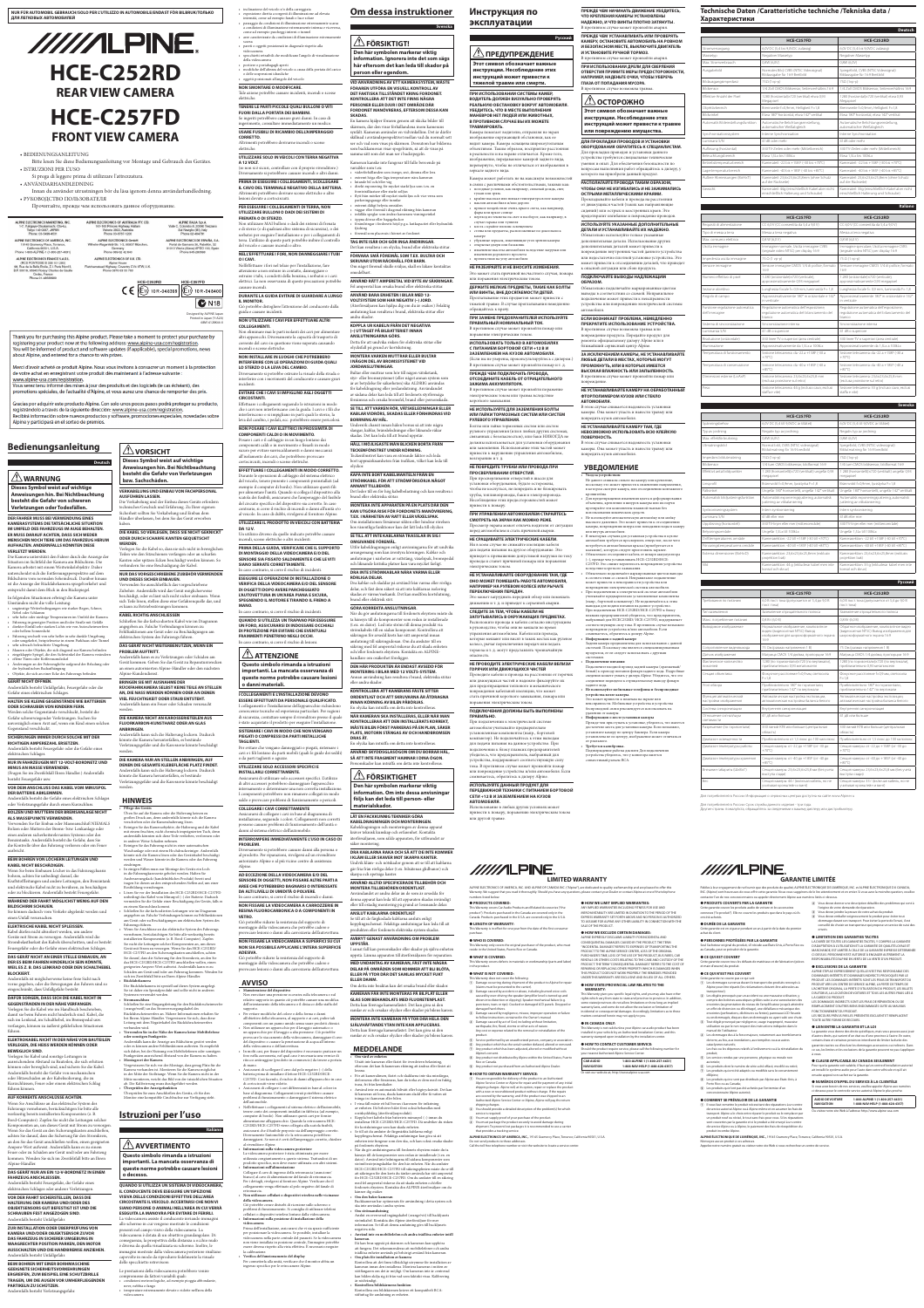# ALPINE

# HCE-C252RD
## REAR VIEW CAMERA

# HCE-C257FD
## FRONT VIEW CAMERA

- BEDIENUNGSANLEITUNG
  Bitte lesen Sie diese Bedienungsanleitung vor Montage und Gebrauch des Gerätes.
- ISTRUZIONI PER L'USO
  Si prega di leggere prima di utilizzare l'attrezzatura.
- ANVÄNDARHANDLEDNING
  Innan du använder utrustningen bör du läsa igenom denna användarhandledning.
- РУКОВОДСТВО ПОЛЬЗОВАТЕЛЯ
  Прочитайте, прежде чем использовать данное оборудование.

Thank you for purchasing this Alpine product. Please take a moment to protect your purchase by registering your product now at the following address: www.alpine-usa.com/registration. You will be informed of product and software updates (if applicable), special promotions, news about Alpine, and entered for a chance to win prizes.

Merci d'avoir acheté ce produit Alpine. Nous vous invitons à consacrer un moment à la protection de votre achat en enregistrant votre produit dès maintenant à l'adresse suivante : www.alpine-usa.com/registration.
Vous serez tenu informé des nouveautés sur les produits et logiciels (le cas échéant), des promotions spéciales, de l'actualité d'Alpine, et vous aurez une chance de remporter des prix.

Gracias por adquirir este producto Alpine. Con sólo unos pocos pasos podrá proteger su producto, registrándolo a través de la siguiente dirección: www.alpine-usa.com/registration.
Recibirá información sobre nuevos productos y software, promociones especiales, novedades sobre Alpine y participará en el sorteo de premios.

# Bedienungsanleitung

## ⚠ WARNUNG

**Dieses Symbol weist auf wichtige Anweisungen hin. Bei Nichtbeachtung besteht die Gefahr von schweren Verletzungen oder Todesfällen.**

**DER FAHRER MUSS BEI VERWENDUNG EINES KAMERASYSTEMS DIE SITUATION DES UMFELDS DES FAHRZEUGS IM AUGE BEHALTEN. ES MUSS DIREKT AUFSICHT, DASS SICH KEINE MENSCHEN NOCH TIERE UM DAS FAHRZEUG HERUM AUFHALTEN. ANDERNFALLS KÖNNEN DIESE VERLETZT WERDEN.**

**DAS GERÄT NICHT ZERLEGEN ODER ÄNDERN.**

**DIE KABEL SO VERLEGEN, DASS SIE NICHT GEKNICKT ODER DURCH SCHARFE KANTEN BESCHÄDIGT WERDEN.**

**VERWENDEN SIE NUR DAS MITGELIEFERTE ZUBEHÖR. ANDERNFALLS KANN DAS GERÄT BESCHÄDIGT WERDEN.**

**NUR IN FAHRZEUGEN MIT 12-VOLT-BORDNETZ UND MINUS AN MASSE VERWENDEN.**

**VOR DEM ANSCHLUSS DAS KABEL VOM MINUSPOL DER BATTERIE ABKLEMMEN.**

**BOLZEN UND MUTTERN DER BREMSANLAGE NICHT ALS MASSEPUNKT VERWENDEN.**

**BEIM BOHREN VON LÖCHERN LEITUNGEN UND KABEL NICHT BESCHÄDIGEN.**

**DAS GERÄT NICHT AN EINER STELLE EINBAUEN, AN DER DIE SICHT DES FAHRERS EINGESCHRÄNKT IST.**

**ELEKTRISCHE KABEL NICHT SPLEISSEN.**

**KEINE TEILE VON BREMS- UND LENKSYSTEMEN ZUR BEFESTIGUNG VERWENDEN.**

**DAS GERÄT NUR AN EINE 12-V-BORDNETZ IN EINEM FAHRZEUG ANSCHLIESSEN.**

## ⚠ VORSICHT

**Dieses Symbol weist auf wichtige Anweisungen hin. Bei Nichtbeachtung besteht die Gefahr von Verletzungen bzw. Sachschäden.**

**VERKABELUNG UND EINBAU VON FACHPERSONAL AUSFÜHREN LASSEN.**

**DIE KABEL SO VERLEGEN, DASS SIE NICHT GEKNICKT ODER DURCH SCHARFE KANTEN BESCHÄDIGT WERDEN.**

**NUR DAS VORGESCHRIEBENE ZUBEHÖR VERWENDEN UND DIESES SICHER EINBAUEN.**

**KABEL RICHTIG ANSCHLIESSEN**

**DAS GERÄT NICHT WEITERVERWENDEN, WENN EIN PROBLEM AUFTRITT.**

**DIE KAMERA NICHT AN KAROSSERIETEILEN AUS FLUORKARBON-KUNSTSTOFF ODER AN GLAS EINBAUEN.**

## HINWEIS

- **Pflege des Geräts**
- **Stromanschluss**
- **Vorsichtsmaßnahmen bei der Installation**
- **Bildinformationen**
- **Überprüfen der Anzeigefunktion**

# Istruzioni per l'uso

## ⚠ AVVERTIMENTO

**Questo simbolo rimanda a istruzioni importanti. La mancata osservanza di queste norme potrebbe causare lesioni o decesso.**

**QUANDO SI UTILIZZA UN SISTEMA DI VIDEOCAMERA, IL CONDUCENTE DEVE SEMPRE ESEGUIRE ANCHE UN CONTROLLO VISIVO DELLA ZONA INTORNO AL VEICOLO.**

**NON SMONTARE O MODIFICARE.**

**TENERE LE PARTI PICCOLE QUALI BULLONI O VITI FUORI DALLA PORTATA DEI BAMBINI.**

**USARE FUSIBILI DI AMPERAGGIO CORRETTO.**

**UTILIZZARE SOLO IN VEICOLI CON TERRA NEGATIVA A 12 VOLT.**

**PRIMA DI ESEGUIRE I COLLEGAMENTI, SCOLLEGARE IL CAVO DEL TERMINALE NEGATIVO DELLA BATTERIA.**

**NON UTILIZZARE I CAVI PER EFFETTUARE ALTRI COLLEGAMENTI.**

**NON INSTALLARE IN LUOGHI CHE POTREBBERO INTERFERIRE CON LA GUIDA.**

**NON POSARE I CAVI ELETTRICI IN PROSSIMITÀ DI COMPONENTI CALDI O IN MOVIMENTO.**

**EFFETTUARE I COLLEGAMENTI IN MODO CORRETTO.**

**UTILIZZARE IL PRODOTTO IN VEICOLI CON BATTERIA DA 12 V.**

## ⚠ ATTENZIONE

**Questo simbolo rimanda a istruzioni importanti. La mancata osservanza di queste norme potrebbe causare lesioni o danni materiali.**

**AFFIDARE IL COLLEGAMENTO E L'INSTALLAZIONE A PERSONALE QUALIFICATO.**

**UTILIZZARE SOLO GLI ACCESSORI SPECIFICATI E INSTALLARLI CORRETTAMENTE.**

**COLLEGARE I CAVI CORRETTAMENTE.**

**INTERROMPERE IMMEDIATAMENTE L'USO IN CASO DI PROBLEMI.**

**NON INSTALLARE LA VIDEOCAMERA SU PARTI DEL VEICOLO IN PLASTICA FLUORURATA O IN VETRO.**

## AVVISO

- **Manutenzione del dispositivo**
- **Alimentazione**
- **Precauzioni per l'installazione**
- **Informazioni sull'immagine**
- **Verifica della visualizzazione**

# Om dessa instruktioner

## ⚠ FÖRSIKTIGT!

**Den här symbolen markerar viktig information. Ignorera inte det som sägs här eftersom det kan leda till skador på person eller egendom.**

**VID ANVÄNDNING AV ETT KAMERASYSTEM, MÅSTE FÖRAREN UTFÖRA EN VISUELL KONTROLL AV DET FAKTISKA TILLSTÅNDET RUNT FORDONET.**

**FÅR INTE DEMONTERAS ELLER ÄNDRAS.**

**ANVÄND RÄTT AMPERETAL VID BYTE AV SÄKRINGAR.**

**SKALA INTE AV KABLAR FÖR ATT FÖRSE ANDRA ENHETER MED STRÖM.**

**BORRA INTE HÅL I ELEKTRISKA KABLAR.**

**MONTERA INTE APPARATEN PÅ EN PLATS DÄR DEN KAN STÖRA FÖRARENS SIKT.**

**ANVÄND ENDAST I FORDON MED 12 VOLTS-SYSTEM.**

## ⚠ FÖRSIKTIGT!

**Den här symbolen markerar viktig information. Om inte dessa anvisningar följs kan det leda till person- eller materialskador.**

**LÅT EN FACKMAN UTFÖRA KABELDRAGNINGEN OCH MONTERINGEN.**

**ANVÄND ENDAST ANGIVNA TILLBEHÖR OCH MONTERA DEM ORDENTLIGT.**

**ANSLUT KABLARNA KORREKT.**

**AVBRYT OMEDELBART ANVÄNDNING OM PROBLEM UPPSTÅR.**

**MONTERA INTE KAMERAN PÅ FORDONSDELAR AV FLUORPLAST ELLER GLAS.**

## MEDDELANDE

- **Om vård av enheten**
- **Om strömförsörjning**
- **Om försiktighetsåtgärder vid installation**
- **Kontrollera bildvisningen**

# Инструкция по эксплуатации

## ⚠ ПРЕДУПРЕЖДЕНИЕ

**Этот символ обозначает важные инструкции. Несоблюдение этих инструкций может привести к тяжелой травме или смерти.**

**ПРИ ИСПОЛЬЗОВАНИИ СИСТЕМЫ КАМЕР, ВОДИТЕЛЬ ДОЛЖЕН ВИЗУАЛЬНО ПРОВЕРЯТЬ РЕАЛЬНОЕ СОСТОЯНИЕ ВОКРУГ АВТОМОБИЛЯ.**

**НЕ РАЗБИРАЙТЕ И НЕ ВНОСИТЕ ИЗМЕНЕНИЯ.**

**ДЕРЖИТЕ МЕЛКИЕ ПРЕДМЕТЫ, ТАКИЕ КАК БОЛТЫ ИЛИ ВИНТЫ, ВНЕ ДОСЯГАЕМОСТИ ДЕТЕЙ.**

**ПРИ ЗАМЕНЕ ПРЕДОХРАНИТЕЛЕЙ ИСПОЛЬЗУЙТЕ ПРАВИЛЬНЫЙ НОМИНАЛЬНЫЙ ТОК.**

**ИСПОЛЬЗОВАТЬ ТОЛЬКО В АВТОМОБИЛЯХ С ПИТАНИЕМ ПОСТОЯННОГО ТОКА +12 В И ЗАЗЕМЛЕНИЕМ НА КУЗОВ АВТОМОБИЛЯ.**

**ПРЕЖДЕ ЧЕМ ПОДКЛЮЧАТЬ ПРОВОДА, ОТСОЕДИНИТЕ КАБЕЛЬ ОТ ОТРИЦАТЕЛЬНОГО ЗАЖИМА АККУМУЛЯТОРА.**

**НЕ ИСПОЛЬЗУЙТЕ ДЛЯ ЗАЗЕМЛЕНИЯ БОЛТЫ ИЛИ ГАЙКИ ТОРМОЗНЫХ СИСТЕМ ИЛИ СИСТЕМ РУЛЕВОГО УПРАВЛЕНИЯ.**

**НЕ ПОВРЕЖДАЙТЕ ТРУБКИ ИЛИ ПРОВОДА ПРИ ПРОСВЕРЛИВАНИИ ОТВЕРСТИЙ.**

**ПРИ УСТАНОВКЕ ИЗДЕЛИЯ В АВТОМОБИЛЕ СТАРАЙТЕСЬ СВЕСТИ К МИНИМУ КАК МОЖНО РЕЖЕ.**

**НЕ СРАЩИВАЙТЕ ЭЛЕКТРИЧЕСКИЕ КАБЕЛИ.**

**НЕ УСТАНАВЛИВАЙТЕ ОБОРУДОВАНИЕ ТАМ, ГДЕ ОНО МОЖЕТ ПОМЕШАТЬ РАБОТЕ АВТОМОБИЛЯ, НАПРИМЕР НА РУЛЕВОМ КОЛЕСЕ ИЛИ РЫЧАГЕ ПЕРЕКЛЮЧЕНИЯ ПЕРЕДАЧ.**

**СЛЕДИТЕ ЗА ТЕМ, ЧТОБЫ КАБЕЛИ НЕ ЗАПУТЫВАЛИСЬ В ОКРУЖАЮЩИХ ПРЕДМЕТАХ.**

**НЕ ПРОКЛАДЫВАЙТЕ ЭЛЕКТРИЧЕСКИЕ КАБЕЛИ ВБЛИЗИ ГОРЯЧИХ ИЛИ ДВИЖУЩИХСЯ ЧАСТЕЙ.**

**ПОДКЛЮЧЕНИЯ ДОЛЖНЫ БЫТЬ ВЫПОЛНЕНЫ ПРАВИЛЬНО.**

**ИСПОЛЬЗУЙТЕ ДАННЫЙ ПРОДУКТ ДЛЯ ПЕРЕДВИЖНОЙ ТЕХНИКИ С ПИТАНИЕМ БОРТОВОЙ СЕТИ +12 В И ЗАЗЕМЛЕНИЕМ НА КУЗОВ АВТОМОБИЛЯ.**

**ПРЕЖДЕ ЧЕМ НАЧИНАТЬ ДВИЖЕНИЕ УБЕДИТЕСЬ, ЧТО КРЕПЛЕНИЯ КАМЕРЫ УСТАНОВЛЕНЫ НАДЕЖНО, И ЧТО ВИНТЫ ПОЛНОСТЬЮ ЗАТЯНУТЫ.**

**ПРЕЖДЕ ЧЕМ УСТАНАВЛИВАТЬ ИЛИ ПРОВЕРЯТЬ КАМЕРУ, ОСТАНОВИТЕ АВТОМОБИЛЬ НА РОВНОМ И БЕЗОПАСНОМ МЕСТЕ, ВЫКЛЮЧИТЕ ДВИГАТЕЛЬ И УСТАНОВИТЕ РУЧНОЙ ТОРМОЗ.**

**ПРИ ИСПОЛЬЗОВАНИИ ДРЕЛИ ДЛЯ СВЕРЛЕНИЯ ОТВЕРСТИЙ ПОЛЬЗУЙТЕСЬ СРЕДСТВАМИ ЗАЩИТЫ, НАПРИМЕР, НАДЕНЬТЕ ОЧКИ, ЧТОБЫ ТЕРЕБЧЬ ГЛАЗА ОТ ПОПАДАНИЯ МУСОРА.**

## ⚠ ОСТОРОЖНО

**Этот символ обозначает важные инструкции. Несоблюдение этих инструкций может привести к травме или повреждению имущества.**

**ДЛЯ ПРОКЛАДКИ ПРОВОДОВ И УСТАНОВКИ ОБОРУДОВАНИЯ ОБРАТИТЕСЬ К СПЕЦИАЛИСТАМ.**

**ПРОКЛАДЫВАЙТЕ ПРОВОДА И КАБЕЛИ ТАКИМ ОБРАЗОМ, ЧТОБЫ ОНИ НЕ ИЗГИБАЛИСЬ И НЕ ЗАЖИМАЛИСЬ ОСТРЫМИ МЕТАЛЛИЧЕСКИМИ КРАЯМИ.**

**ИСПОЛЬЗУЙТЕ УКАЗАННЫЕ ДОПОЛНИТЕЛЬНЫЕ ДЕТАЛИ И УСТАНАВЛИВАЙТЕ ИХ НАДЕЖНО.**

**ПОДКЛЮЧАЙТЕ ВЫВОДЫ НАДЛЕЖАЩИМ ОБРАЗОМ.**

**ЕСЛИ ВОЗНИКАЕТ ПРОБЛЕМА, НЕМЕДЛЕННО ПРЕКРАТИТЕ ИСПОЛЬЗОВАНИЕ УСТРОЙСТВА.**

**ЗА ИСКЛЮЧЕНИЕМ КАМЕР, НЕ УСТАНАВЛИВАЙТЕ ЛЮБЫЕ ДЕТАЛИ И ЖЕСТЫ, КОТОРЫЕ МОГУТ ПРИВОДИТЬ К ПОВРЕЖДЕНИЯМ ИЛИ ВЫСОКИХ ВЛАЖНОСТЬ ИЛИ ЗАПЫЛЕННОСТИ.**

**НЕ УСТАНАВЛИВАЙТЕ КАМЕРУ НА ОБРАБОТАННЫЙ ФТОРПОЛИМЕРОМ КУЗОВ ИЛИ СТЕКЛО АВТОМОБИЛЯ.**

**НЕ УСТАНАВЛИВАЙТЕ КАМЕРУ ТАМ, ГДЕ НЕВОЗМОЖНО ИСПОЛЬЗОВАТЬ ВСЮ КЛЕЙКУЮ ПОВЕРХНОСТЬ.**

## УВЕДОМЛЕНИЕ

- **Уход за устройством**
- **Электропитание**
- **Меры предосторожности при установке**
- **Информация о камере**
- **Проверка функции отображения**
- **Требуется калибровка**

# Technische Daten /Caratteristiche tecniche /Teknisk data / Характеристики

**Deutsch**

| | HCE-C257FD | HCE-C252RD |
|---|---|---|
| Stromversorgung | 6,0V DC (5,5 V–6,5V) / 12V DC (11–15V) | 6,0V DC (5,5 V–6,5V) |
| Masseart | Negative Masse | Negative Masse |
| Max. Stromverbrauch | 0,96 W (12V) | 0,66 W (6V) |
| Bildsensor | Hochauflösender CMOS (NTSC-Videosignal) | Hochauflösender CMOS (NTSC-Videosignal) |
| Wirkungsgrad | 1/2,7 Typ | 1/2,7 Typ |
| Bildfrequenz | 30 fps | 30 fps |
| Effektive Pixelanzahl | 1280 (horizontal) x 720 (vertikal) | 1280 (horizontal) x 720 (vertikal) |
| Videoausgang | Kameramodul (LVDS) | Kameramodul (LVDS) |
| Mindestbeleuchtung | 0,5 lx | 0,5 lx |
| Horizontaler Sichtwinkel | Etwa 180° horizontal, etwa 142° vertikal | Etwa 180° horizontal, etwa 142° vertikal |
| Betriebstemperatur | −20 °C bis +70 °C | −20 °C bis +70 °C |
| Lagertemperatur | −30 °C bis +80 °C | −30 °C bis +80 °C |
| Abmessungen (B × H × T) | Kamera: etwa 23,6 × 23,4 × 33,1 mm | Kamera: etwa 23,6 × 23,4 × 33,1 mm |
| Gewicht | Kamera: ca. 40 g (einschließlich Kabel) | Kamera: ca. 40 g (einschließlich Kabel) |

**Italiano**

| | HCE-C257FD | HCE-C252RD |
|---|---|---|
| Requisiti di alimentazione | 6,0 V CC (da 5,5 V a 6,5 V) / 12 V CC (da 11 V a 15 V) | 6,0 V CC (da 5,5 V a 6,5 V) |
| Tipo di messa a terra | Messa a terra negativa | Messa a terra negativa |
| Assorbimento massimo | 0,96 W (12 V) | 0,66 W (6 V) |
| Sensore immagine | Sensore CMOS ad alta risoluzione (segnale video NTSC) | Sensore CMOS ad alta risoluzione (segnale video NTSC) |
| Formato | Tipo 1/2,7 | Tipo 1/2,7 |
| Frequenza fotogrammi | 30 fps | 30 fps |
| Pixel effettivi | 1280 (orizzontali) x 720 (verticali) | 1280 (orizzontali) x 720 (verticali) |
| Uscita video | Modulo videocamera (LVDS) | Modulo videocamera (LVDS) |
| Illuminazione minima | 0,5 lx | 0,5 lx |
| Angolo di campo | Circa 180° in orizzontale, circa 142° in verticale | Circa 180° in orizzontale, circa 142° in verticale |
| Temperatura di funzionamento | Da −20 °C a +70 °C | Da −20 °C a +70 °C |
| Temperatura di conservazione | Da −30 °C a +80 °C | Da −30 °C a +80 °C |
| Dimensioni (L × A × P) | Videocamera: circa 23,6 × 23,4 × 33,1 mm | Videocamera: circa 23,6 × 23,4 × 33,1 mm |
| Peso | Videocamera: circa 40 g (cavo incluso) | Videocamera: circa 40 g (cavo incluso) |

**Svenska**

| | HCE-C257FD | HCE-C252RD |
|---|---|---|
| Strömförsörjning | 6,0 V DC (5,5 V–6,5 V) / 12 V DC (11 V–15 V) | 6,0 V DC (5,5 V–6,5 V) |
| Typ av jordning | Negativ jordning | Negativ jordning |
| Max. strömförbrukning | 0,96 W (12 V) | 0,66 W (6 V) |
| Bildsensor | Högupplöst CMOS (NTSC-videosignal) | Högupplöst CMOS (NTSC-videosignal) |
| Storlek | Typ 1/2,7 | Typ 1/2,7 |
| Bildfrekvens | 30 fps | 30 fps |
| Effektiva pixlar | 1280 (horisontellt) x 720 (vertikalt) | 1280 (horisontellt) x 720 (vertikalt) |
| Videoutgång | Kameramodul (LVDS) | Kameramodul (LVDS) |
| Minsta belysning | 0,5 lx | 0,5 lx |
| Bildvinkel | Ca 180° horisontellt, ca 142° vertikalt | Ca 180° horisontellt, ca 142° vertikalt |
| Driftstemperatur | −20 °C till +70 °C | −20 °C till +70 °C |
| Förvaringstemperatur | −30 °C till +80 °C | −30 °C till +80 °C |
| Mått (B × H × D) | Kamera: ca 23,6 × 23,4 × 33,1 mm | Kamera: ca 23,6 × 23,4 × 33,1 mm |
| Vikt | Kamera: ca 40 g (inkl. kabel) | Kamera: ca 40 g (inkl. kabel) |

**Русский**

| | HCE-C257FD | HCE-C252RD |
|---|---|---|
| Требования к питанию | 6,0 В пост. тока (от 5,5 В до 6,5 В) / 12 В пост. тока (от 11 В до 15 В) | 6,0 В пост. тока (от 5,5 В до 6,5 В) |
| Тип заземления | Заземление отрицательного полюса | Заземление отрицательного полюса |
| Макс. потребляемая мощность | 0,96 Вт (12 В) | 0,66 Вт (6 В) |
| Видеодатчик | КМОП-датчик высокого разрешения (видеосигнал NTSC) | КМОП-датчик высокого разрешения (видеосигнал NTSC) |
| Формат | Тип 1/2,7 | Тип 1/2,7 |
| Частота кадров | 30 кадров/с | 30 кадров/с |
| Эффективные пиксели | 1280 (по горизонтали) x 720 (по вертикали) | 1280 (по горизонтали) x 720 (по вертикали) |
| Видеовыход | Модуль камеры (LVDS) | Модуль камеры (LVDS) |
| Минимальная освещенность | 0,5 лк | 0,5 лк |
| Угол обзора | Прибл. 180° по горизонтали, прибл. 142° по вертикали | Прибл. 180° по горизонтали, прибл. 142° по вертикали |
| Рабочая температура | От −20 °C до +70 °C | От −20 °C до +70 °C |
| Температура хранения | От −30 °C до +80 °C | От −30 °C до +80 °C |
| Размеры (Ш × В × Г) | Камера: прибл. 23,6 × 23,4 × 33,1 мм | Камера: прибл. 23,6 × 23,4 × 33,1 мм |
| Вес | Камера: прибл. 40 г (включая кабель) | Камера: прибл. 40 г (включая кабель) |

# LIMITED WARRANTY

# GARANTIE LIMITÉE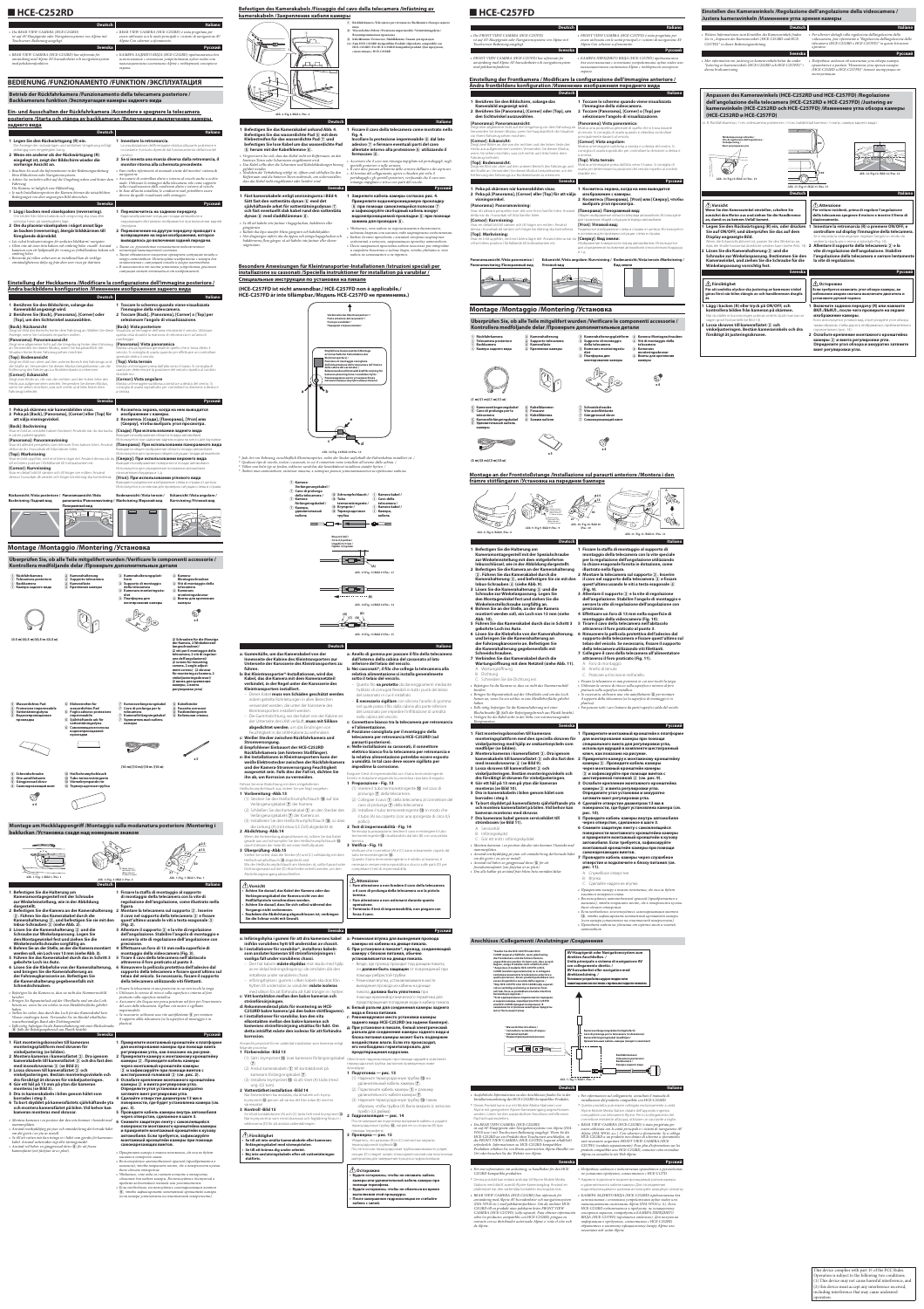# HCE-C252RD

## BEDIENUNG /FUNZIONAMENTO /FUNKTION /ЭКСПЛУАТАЦИЯ

## Montage /Montaggio /Montering /Установка

# HCE-C257FD

## Montage /Montaggio /Montering /Установка

## Anschlüsse /Collegamenti /Anslutningar /Соединения

This device complies with part 15 of the FCC Rules. Operation is subject to the following two conditions: (1) This device may not cause harmful interference, and (2) this device must accept any interference received, including interference that may cause undesired operation.